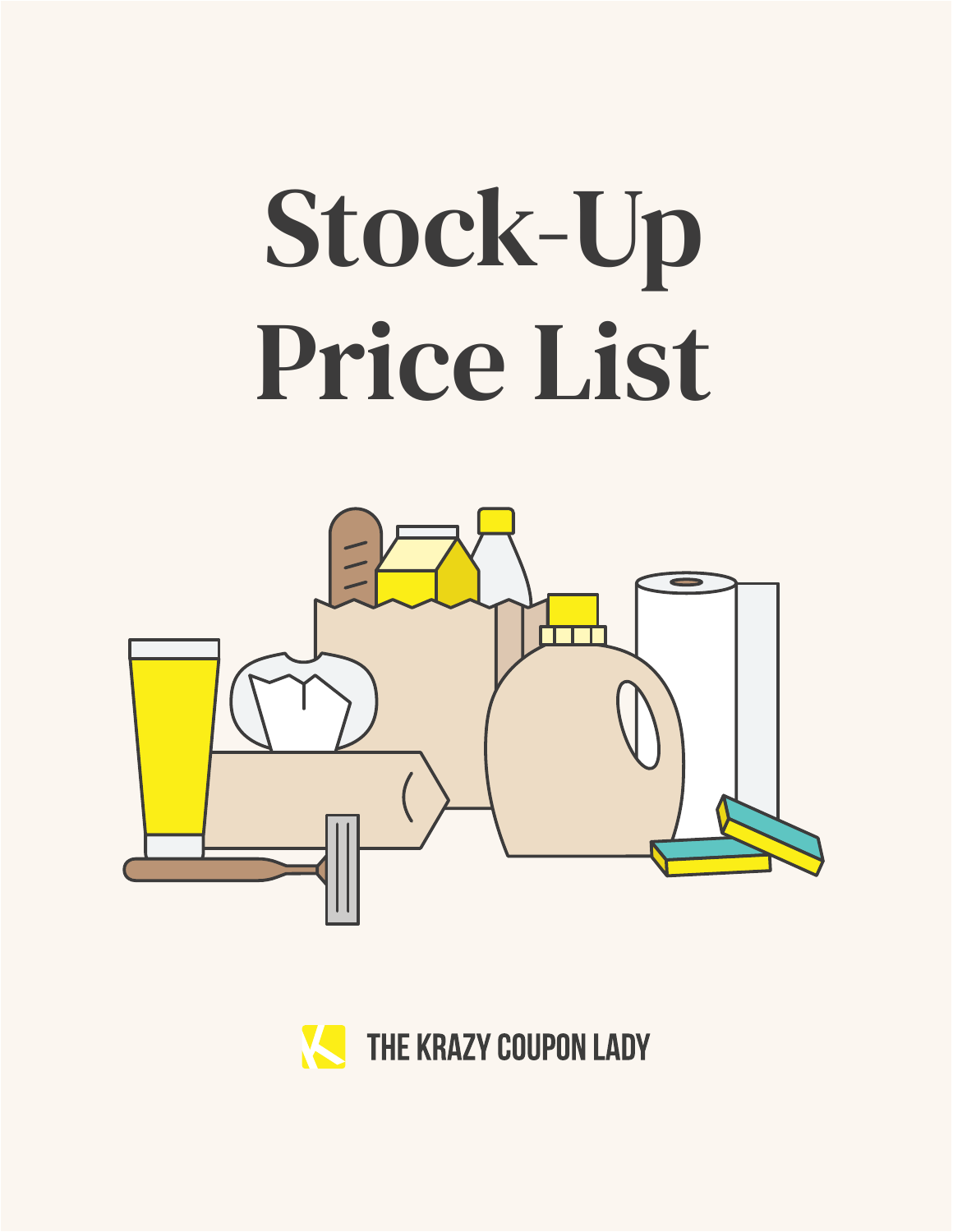# Stock-Up Price List

THE KRAZY COUPON LADY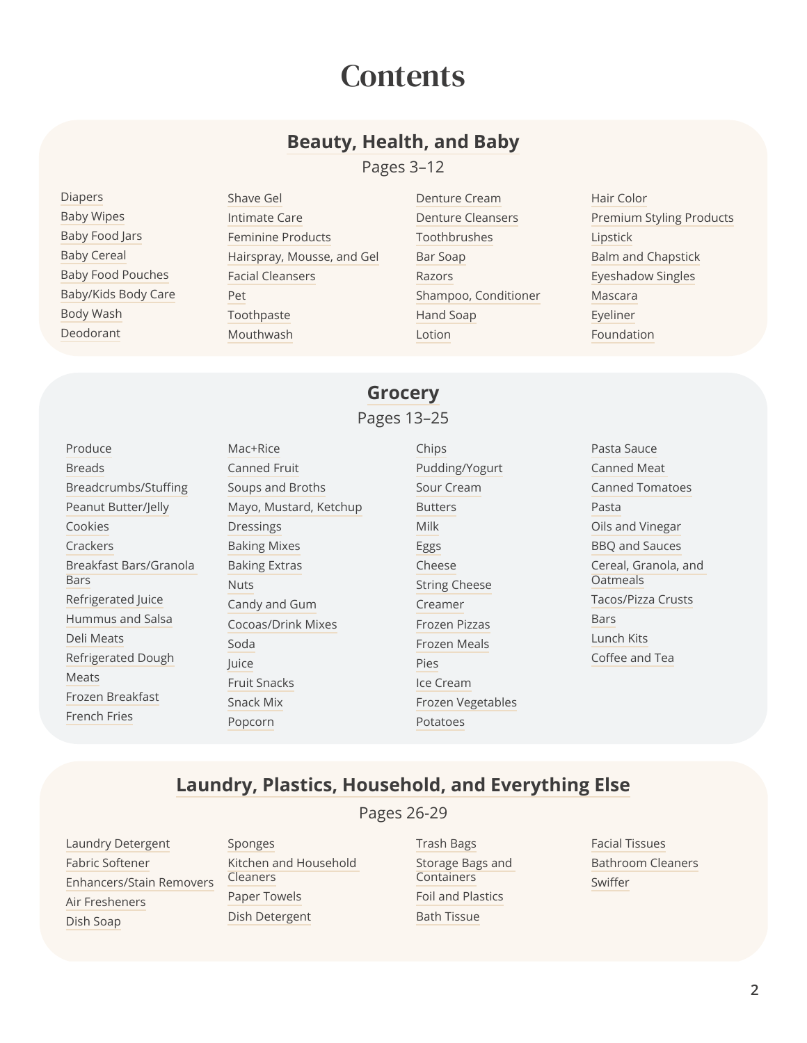# Contents

## Beauty, Health, and Baby

Pages 3–12

- Diapers
- Baby Wipes
- Baby Food Jars
- Baby Cereal
- Baby Food Pouches
- Baby/Kids Body Care
- Body Wash
- Deodorant
- Shave Gel
- Intimate Care
- Feminine Products
- Hairspray, Mousse, and Gel
- Facial Cleansers
- Pet
- Toothpaste
- Mouthwash
- Denture Cream
- Denture Cleansers
- Toothbrushes
- Bar Soap
- Razors
- Shampoo, Conditioner
- Hand Soap
- Lotion
- Hair Color
- Premium Styling Products
- Lipstick
- Balm and Chapstick
- Eyeshadow Singles
- Mascara
- Eyeliner
- Foundation

## Grocery

Pages 13–25

- Produce
- Breads
- Breadcrumbs/Stuffing
- Peanut Butter/Jelly
- Cookies
- Crackers
- Breakfast Bars/Granola Bars
- Refrigerated Juice
- Hummus and Salsa
- Deli Meats
- Refrigerated Dough
- Meats
- Frozen Breakfast
- French Fries
- Mac+Rice
- Canned Fruit
- Soups and Broths
- Mayo, Mustard, Ketchup
- Dressings
- Baking Mixes
- Baking Extras
- Nuts
- Candy and Gum
- Cocoas/Drink Mixes
- Soda
- Juice
- Fruit Snacks
- Snack Mix
- Popcorn
- Chips
- Pudding/Yogurt
- Sour Cream
- Butters
- Milk
- Eggs
- Cheese
- String Cheese
- Creamer
- Frozen Pizzas
- Frozen Meals
- Pies
- Ice Cream
- Frozen Vegetables
- Potatoes
- Pasta Sauce
- Canned Meat
- Canned Tomatoes
- Pasta
- Oils and Vinegar
- BBQ and Sauces
- Cereal, Granola, and Oatmeals
- Tacos/Pizza Crusts
- Bars
- Lunch Kits
- Coffee and Tea

## Laundry, Plastics, Household, and Everything Else

Pages 26-29

- Laundry Detergent
- Fabric Softener
- Enhancers/Stain Removers
- Air Fresheners
- Dish Soap
- Sponges
- Kitchen and Household Cleaners
- Paper Towels
- Dish Detergent
- Trash Bags
- Storage Bags and Containers
- Foil and Plastics
- Bath Tissue
- Facial Tissues
- Bathroom Cleaners
- Swiffer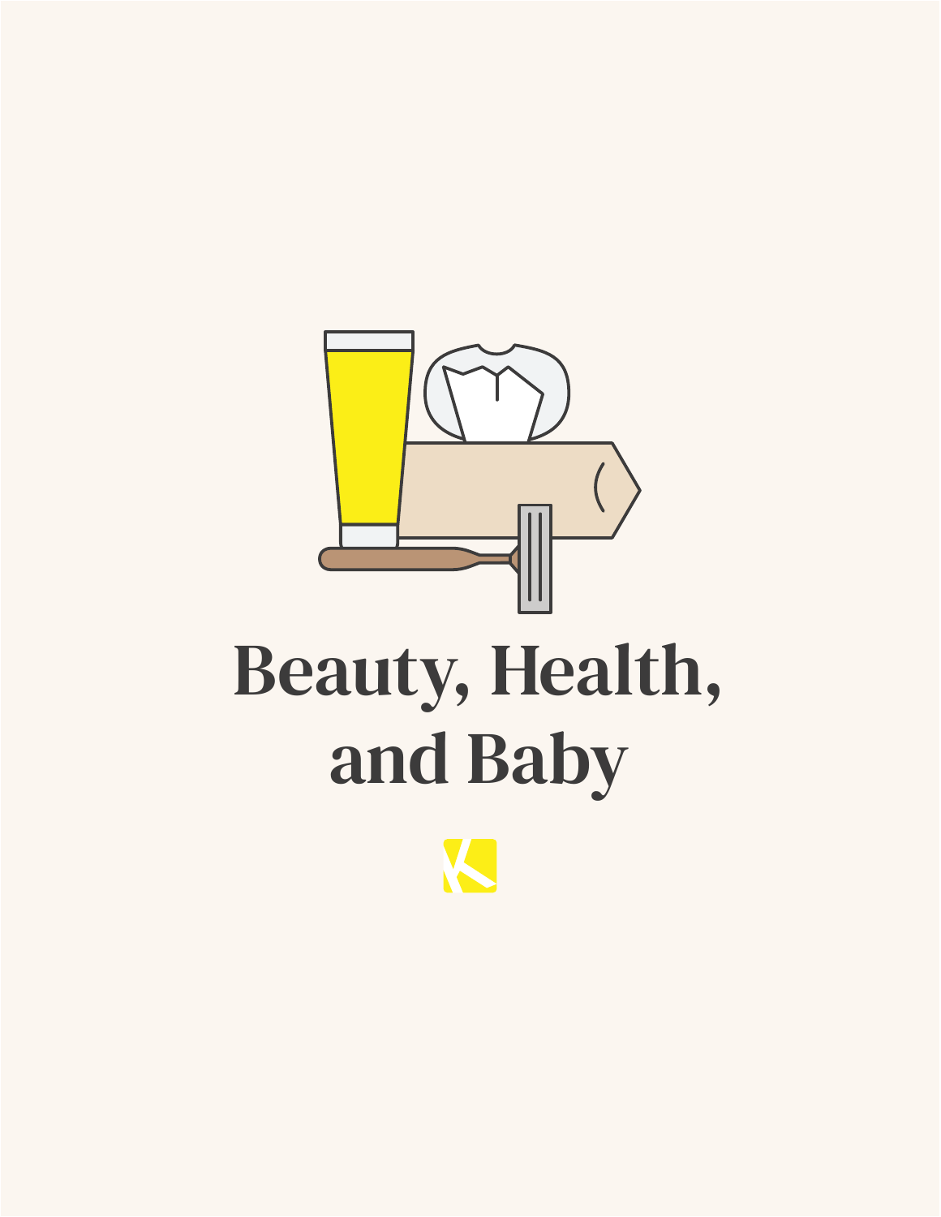# Beauty, Health, and Baby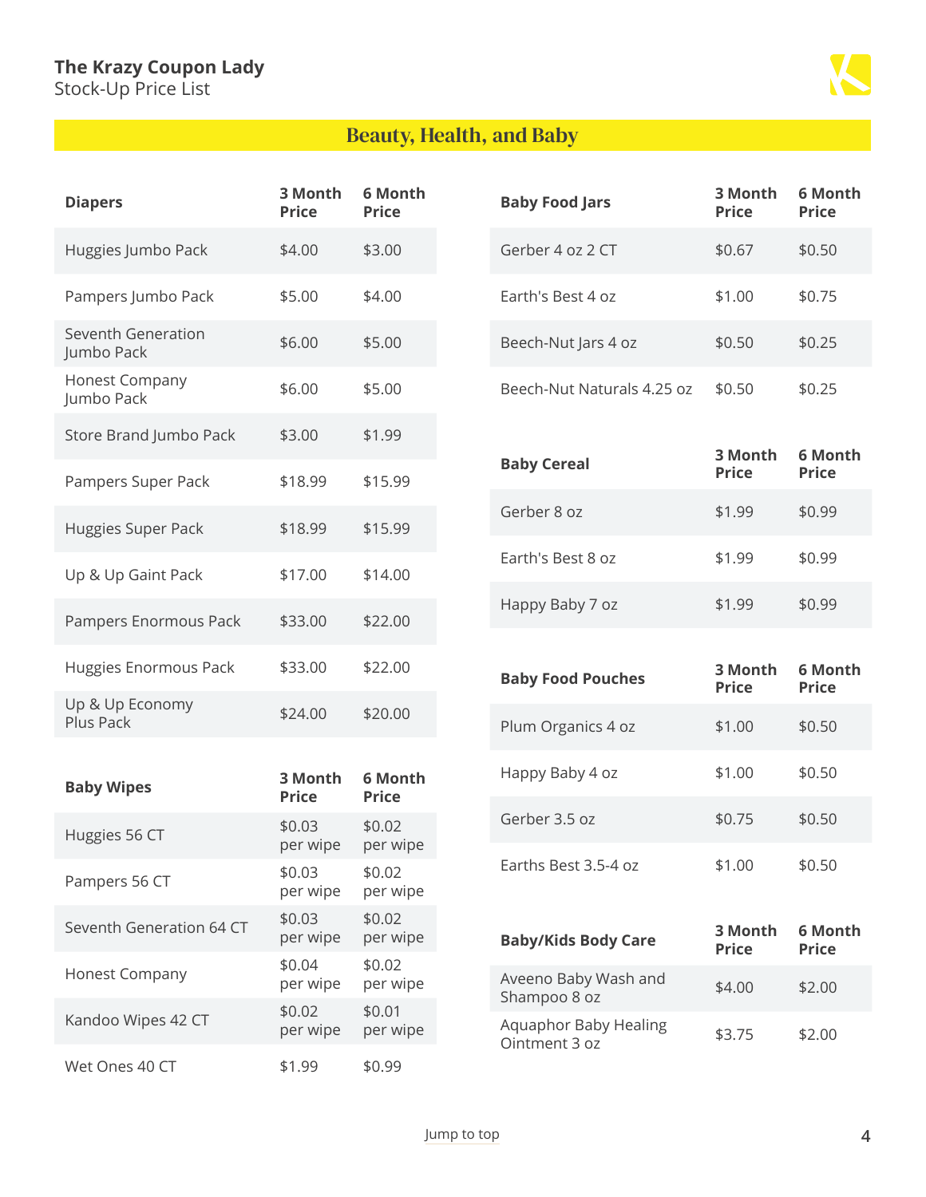## Beauty, Health, and Baby

| Diapers | 3 Month Price | 6 Month Price |
|---|---|---|
| Huggies Jumbo Pack | $4.00 | $3.00 |
| Pampers Jumbo Pack | $5.00 | $4.00 |
| Seventh Generation Jumbo Pack | $6.00 | $5.00 |
| Honest Company Jumbo Pack | $6.00 | $5.00 |
| Store Brand Jumbo Pack | $3.00 | $1.99 |
| Pampers Super Pack | $18.99 | $15.99 |
| Huggies Super Pack | $18.99 | $15.99 |
| Up & Up Gaint Pack | $17.00 | $14.00 |
| Pampers Enormous Pack | $33.00 | $22.00 |
| Huggies Enormous Pack | $33.00 | $22.00 |
| Up & Up Economy Plus Pack | $24.00 | $20.00 |

| Baby Wipes | 3 Month Price | 6 Month Price |
|---|---|---|
| Huggies 56 CT | $0.03 per wipe | $0.02 per wipe |
| Pampers 56 CT | $0.03 per wipe | $0.02 per wipe |
| Seventh Generation 64 CT | $0.03 per wipe | $0.02 per wipe |
| Honest Company | $0.04 per wipe | $0.02 per wipe |
| Kandoo Wipes 42 CT | $0.02 per wipe | $0.01 per wipe |
| Wet Ones 40 CT | $1.99 | $0.99 |

| Baby Food Jars | 3 Month Price | 6 Month Price |
|---|---|---|
| Gerber 4 oz 2 CT | $0.67 | $0.50 |
| Earth's Best 4 oz | $1.00 | $0.75 |
| Beech-Nut Jars 4 oz | $0.50 | $0.25 |
| Beech-Nut Naturals 4.25 oz | $0.50 | $0.25 |

| Baby Cereal | 3 Month Price | 6 Month Price |
|---|---|---|
| Gerber 8 oz | $1.99 | $0.99 |
| Earth's Best 8 oz | $1.99 | $0.99 |
| Happy Baby 7 oz | $1.99 | $0.99 |

| Baby Food Pouches | 3 Month Price | 6 Month Price |
|---|---|---|
| Plum Organics 4 oz | $1.00 | $0.50 |
| Happy Baby 4 oz | $1.00 | $0.50 |
| Gerber 3.5 oz | $0.75 | $0.50 |
| Earths Best 3.5-4 oz | $1.00 | $0.50 |

| Baby/Kids Body Care | 3 Month Price | 6 Month Price |
|---|---|---|
| Aveeno Baby Wash and Shampoo 8 oz | $4.00 | $2.00 |
| Aquaphor Baby Healing Ointment 3 oz | $3.75 | $2.00 |

Jump to top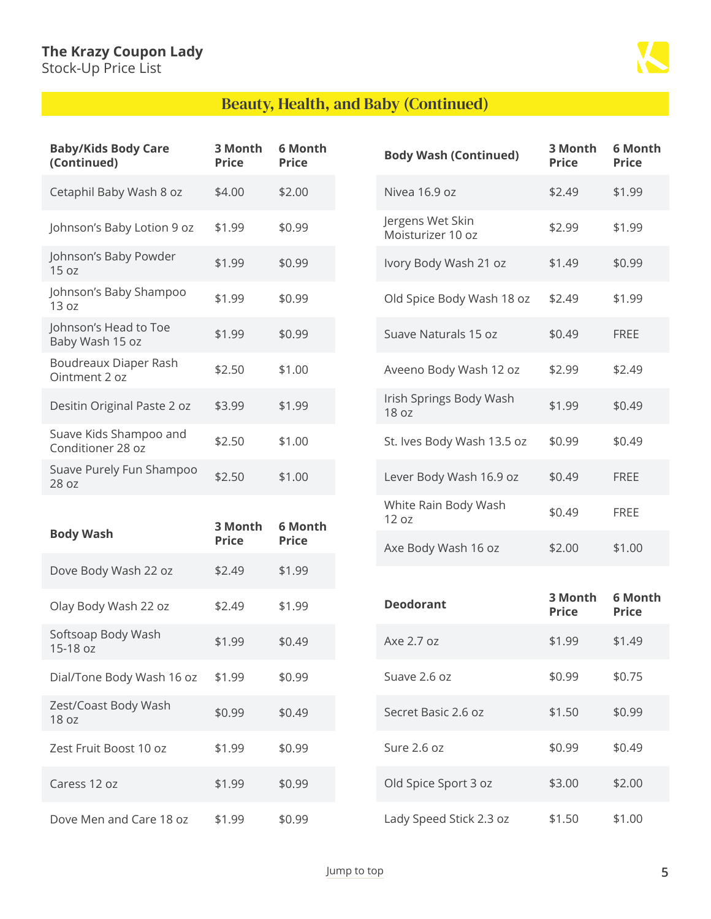## Beauty, Health, and Baby (Continued)

| Baby/Kids Body Care (Continued) | 3 Month Price | 6 Month Price |
|---|---|---|
| Cetaphil Baby Wash 8 oz | $4.00 | $2.00 |
| Johnson's Baby Lotion 9 oz | $1.99 | $0.99 |
| Johnson's Baby Powder 15 oz | $1.99 | $0.99 |
| Johnson's Baby Shampoo 13 oz | $1.99 | $0.99 |
| Johnson's Head to Toe Baby Wash 15 oz | $1.99 | $0.99 |
| Boudreaux Diaper Rash Ointment 2 oz | $2.50 | $1.00 |
| Desitin Original Paste 2 oz | $3.99 | $1.99 |
| Suave Kids Shampoo and Conditioner 28 oz | $2.50 | $1.00 |
| Suave Purely Fun Shampoo 28 oz | $2.50 | $1.00 |

| Body Wash | 3 Month Price | 6 Month Price |
|---|---|---|
| Dove Body Wash 22 oz | $2.49 | $1.99 |
| Olay Body Wash 22 oz | $2.49 | $1.99 |
| Softsoap Body Wash 15-18 oz | $1.99 | $0.49 |
| Dial/Tone Body Wash 16 oz | $1.99 | $0.99 |
| Zest/Coast Body Wash 18 oz | $0.99 | $0.49 |
| Zest Fruit Boost 10 oz | $1.99 | $0.99 |
| Caress 12 oz | $1.99 | $0.99 |
| Dove Men and Care 18 oz | $1.99 | $0.99 |

| Body Wash (Continued) | 3 Month Price | 6 Month Price |
|---|---|---|
| Nivea 16.9 oz | $2.49 | $1.99 |
| Jergens Wet Skin Moisturizer 10 oz | $2.99 | $1.99 |
| Ivory Body Wash 21 oz | $1.49 | $0.99 |
| Old Spice Body Wash 18 oz | $2.49 | $1.99 |
| Suave Naturals 15 oz | $0.49 | FREE |
| Aveeno Body Wash 12 oz | $2.99 | $2.49 |
| Irish Springs Body Wash 18 oz | $1.99 | $0.49 |
| St. Ives Body Wash 13.5 oz | $0.99 | $0.49 |
| Lever Body Wash 16.9 oz | $0.49 | FREE |
| White Rain Body Wash 12 oz | $0.49 | FREE |
| Axe Body Wash 16 oz | $2.00 | $1.00 |

| Deodorant | 3 Month Price | 6 Month Price |
|---|---|---|
| Axe 2.7 oz | $1.99 | $1.49 |
| Suave 2.6 oz | $0.99 | $0.75 |
| Secret Basic 2.6 oz | $1.50 | $0.99 |
| Sure 2.6 oz | $0.99 | $0.49 |
| Old Spice Sport 3 oz | $3.00 | $2.00 |
| Lady Speed Stick 2.3 oz | $1.50 | $1.00 |

Jump to top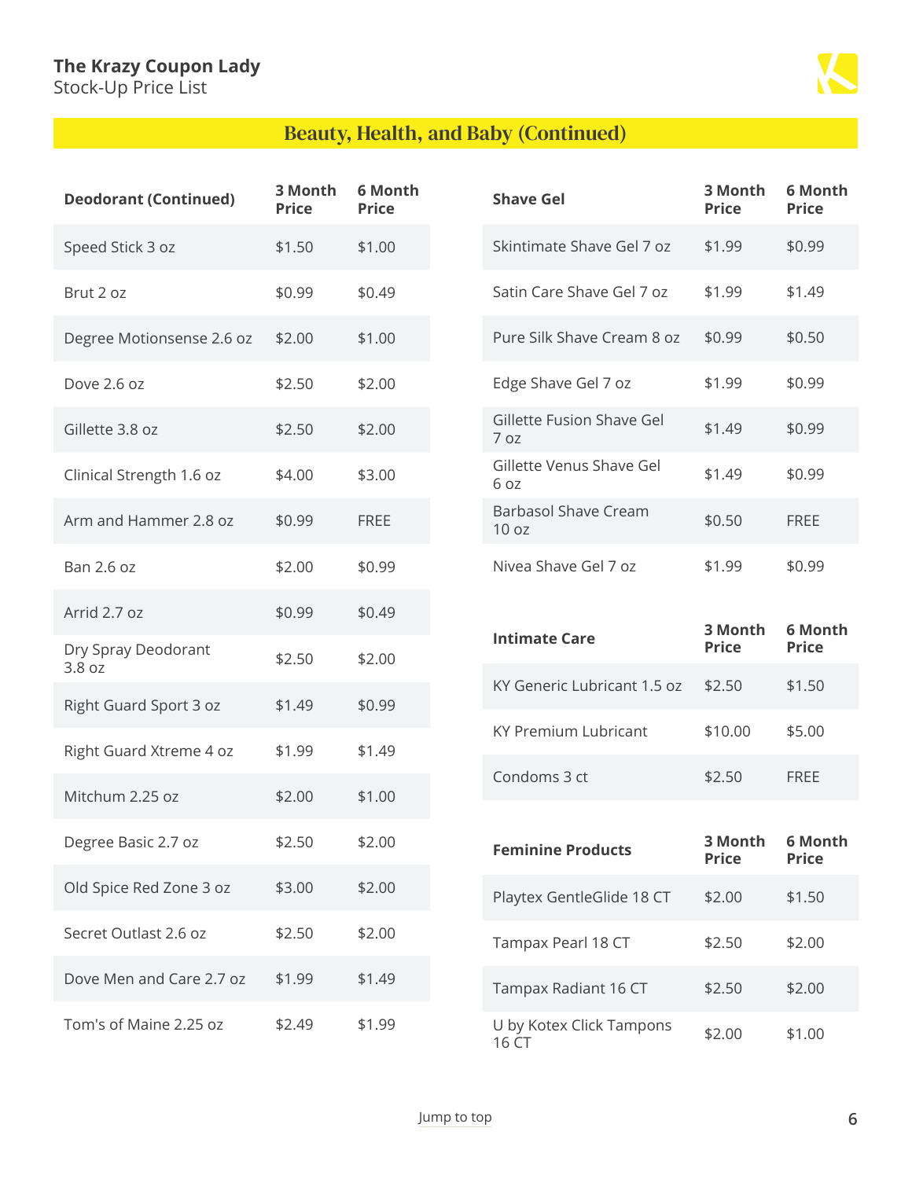## Beauty, Health, and Baby (Continued)

| Deodorant (Continued) | 3 Month Price | 6 Month Price |
| --- | --- | --- |
| Speed Stick 3 oz | $1.50 | $1.00 |
| Brut 2 oz | $0.99 | $0.49 |
| Degree Motionsense 2.6 oz | $2.00 | $1.00 |
| Dove 2.6 oz | $2.50 | $2.00 |
| Gillette 3.8 oz | $2.50 | $2.00 |
| Clinical Strength 1.6 oz | $4.00 | $3.00 |
| Arm and Hammer 2.8 oz | $0.99 | FREE |
| Ban 2.6 oz | $2.00 | $0.99 |
| Arrid 2.7 oz | $0.99 | $0.49 |
| Dry Spray Deodorant 3.8 oz | $2.50 | $2.00 |
| Right Guard Sport 3 oz | $1.49 | $0.99 |
| Right Guard Xtreme 4 oz | $1.99 | $1.49 |
| Mitchum 2.25 oz | $2.00 | $1.00 |
| Degree Basic 2.7 oz | $2.50 | $2.00 |
| Old Spice Red Zone 3 oz | $3.00 | $2.00 |
| Secret Outlast 2.6 oz | $2.50 | $2.00 |
| Dove Men and Care 2.7 oz | $1.99 | $1.49 |
| Tom's of Maine 2.25 oz | $2.49 | $1.99 |

| Shave Gel | 3 Month Price | 6 Month Price |
| --- | --- | --- |
| Skintimate Shave Gel 7 oz | $1.99 | $0.99 |
| Satin Care Shave Gel 7 oz | $1.99 | $1.49 |
| Pure Silk Shave Cream 8 oz | $0.99 | $0.50 |
| Edge Shave Gel 7 oz | $1.99 | $0.99 |
| Gillette Fusion Shave Gel 7 oz | $1.49 | $0.99 |
| Gillette Venus Shave Gel 6 oz | $1.49 | $0.99 |
| Barbasol Shave Cream 10 oz | $0.50 | FREE |
| Nivea Shave Gel 7 oz | $1.99 | $0.99 |

| Intimate Care | 3 Month Price | 6 Month Price |
| --- | --- | --- |
| KY Generic Lubricant 1.5 oz | $2.50 | $1.50 |
| KY Premium Lubricant | $10.00 | $5.00 |
| Condoms 3 ct | $2.50 | FREE |

| Feminine Products | 3 Month Price | 6 Month Price |
| --- | --- | --- |
| Playtex GentleGlide 18 CT | $2.00 | $1.50 |
| Tampax Pearl 18 CT | $2.50 | $2.00 |
| Tampax Radiant 16 CT | $2.50 | $2.00 |
| U by Kotex Click Tampons 16 CT | $2.00 | $1.00 |

Jump to top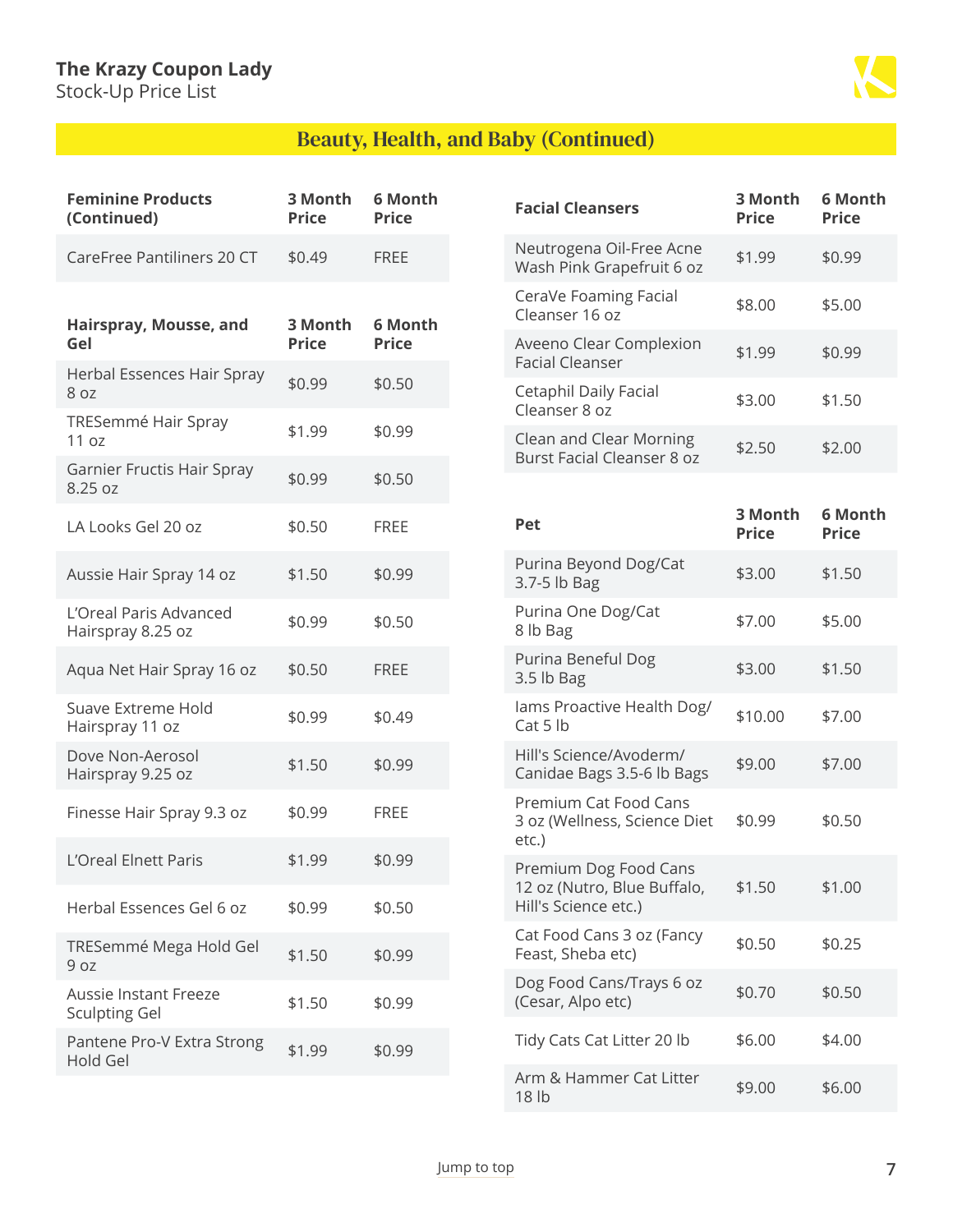## Beauty, Health, and Baby (Continued)

| Feminine Products (Continued) | 3 Month Price | 6 Month Price |
|---|---|---|
| CareFree Pantiliners 20 CT | $0.49 | FREE |

| Hairspray, Mousse, and Gel | 3 Month Price | 6 Month Price |
|---|---|---|
| Herbal Essences Hair Spray 8 oz | $0.99 | $0.50 |
| TRESemmé Hair Spray 11 oz | $1.99 | $0.99 |
| Garnier Fructis Hair Spray 8.25 oz | $0.99 | $0.50 |
| LA Looks Gel 20 oz | $0.50 | FREE |
| Aussie Hair Spray 14 oz | $1.50 | $0.99 |
| L'Oreal Paris Advanced Hairspray 8.25 oz | $0.99 | $0.50 |
| Aqua Net Hair Spray 16 oz | $0.50 | FREE |
| Suave Extreme Hold Hairspray 11 oz | $0.99 | $0.49 |
| Dove Non-Aerosol Hairspray 9.25 oz | $1.50 | $0.99 |
| Finesse Hair Spray 9.3 oz | $0.99 | FREE |
| L'Oreal Elnett Paris | $1.99 | $0.99 |
| Herbal Essences Gel 6 oz | $0.99 | $0.50 |
| TRESemmé Mega Hold Gel 9 oz | $1.50 | $0.99 |
| Aussie Instant Freeze Sculpting Gel | $1.50 | $0.99 |
| Pantene Pro-V Extra Strong Hold Gel | $1.99 | $0.99 |

| Facial Cleansers | 3 Month Price | 6 Month Price |
|---|---|---|
| Neutrogena Oil-Free Acne Wash Pink Grapefruit 6 oz | $1.99 | $0.99 |
| CeraVe Foaming Facial Cleanser 16 oz | $8.00 | $5.00 |
| Aveeno Clear Complexion Facial Cleanser | $1.99 | $0.99 |
| Cetaphil Daily Facial Cleanser 8 oz | $3.00 | $1.50 |
| Clean and Clear Morning Burst Facial Cleanser 8 oz | $2.50 | $2.00 |

| Pet | 3 Month Price | 6 Month Price |
|---|---|---|
| Purina Beyond Dog/Cat 3.7-5 lb Bag | $3.00 | $1.50 |
| Purina One Dog/Cat 8 lb Bag | $7.00 | $5.00 |
| Purina Beneful Dog 3.5 lb Bag | $3.00 | $1.50 |
| Iams Proactive Health Dog/Cat 5 lb | $10.00 | $7.00 |
| Hill's Science/Avoderm/Canidae Bags 3.5-6 lb Bags | $9.00 | $7.00 |
| Premium Cat Food Cans 3 oz (Wellness, Science Diet etc.) | $0.99 | $0.50 |
| Premium Dog Food Cans 12 oz (Nutro, Blue Buffalo, Hill's Science etc.) | $1.50 | $1.00 |
| Cat Food Cans 3 oz (Fancy Feast, Sheba etc) | $0.50 | $0.25 |
| Dog Food Cans/Trays 6 oz (Cesar, Alpo etc) | $0.70 | $0.50 |
| Tidy Cats Cat Litter 20 lb | $6.00 | $4.00 |
| Arm & Hammer Cat Litter 18 lb | $9.00 | $6.00 |

Jump to top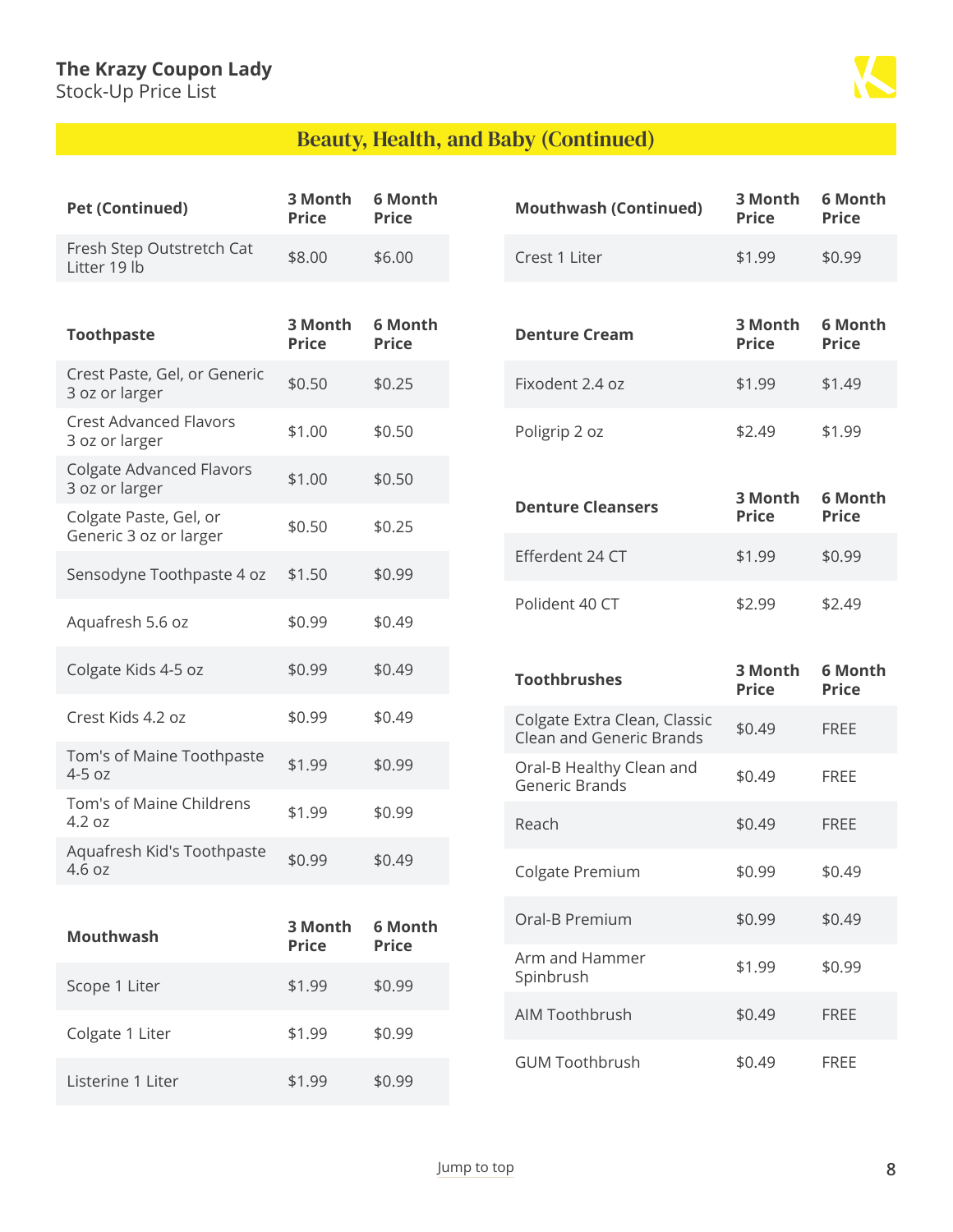## Beauty, Health, and Baby (Continued)

| Pet (Continued) | 3 Month Price | 6 Month Price |
|---|---|---|
| Fresh Step Outstretch Cat Litter 19 lb | $8.00 | $6.00 |

| Toothpaste | 3 Month Price | 6 Month Price |
|---|---|---|
| Crest Paste, Gel, or Generic 3 oz or larger | $0.50 | $0.25 |
| Crest Advanced Flavors 3 oz or larger | $1.00 | $0.50 |
| Colgate Advanced Flavors 3 oz or larger | $1.00 | $0.50 |
| Colgate Paste, Gel, or Generic 3 oz or larger | $0.50 | $0.25 |
| Sensodyne Toothpaste 4 oz | $1.50 | $0.99 |
| Aquafresh 5.6 oz | $0.99 | $0.49 |
| Colgate Kids 4-5 oz | $0.99 | $0.49 |
| Crest Kids 4.2 oz | $0.99 | $0.49 |
| Tom's of Maine Toothpaste 4-5 oz | $1.99 | $0.99 |
| Tom's of Maine Childrens 4.2 oz | $1.99 | $0.99 |
| Aquafresh Kid's Toothpaste 4.6 oz | $0.99 | $0.49 |

| Mouthwash | 3 Month Price | 6 Month Price |
|---|---|---|
| Scope 1 Liter | $1.99 | $0.99 |
| Colgate 1 Liter | $1.99 | $0.99 |
| Listerine 1 Liter | $1.99 | $0.99 |

| Mouthwash (Continued) | 3 Month Price | 6 Month Price |
|---|---|---|
| Crest 1 Liter | $1.99 | $0.99 |

| Denture Cream | 3 Month Price | 6 Month Price |
|---|---|---|
| Fixodent 2.4 oz | $1.99 | $1.49 |
| Poligrip 2 oz | $2.49 | $1.99 |

| Denture Cleansers | 3 Month Price | 6 Month Price |
|---|---|---|
| Efferdent 24 CT | $1.99 | $0.99 |
| Polident 40 CT | $2.99 | $2.49 |

| Toothbrushes | 3 Month Price | 6 Month Price |
|---|---|---|
| Colgate Extra Clean, Classic Clean and Generic Brands | $0.49 | FREE |
| Oral-B Healthy Clean and Generic Brands | $0.49 | FREE |
| Reach | $0.49 | FREE |
| Colgate Premium | $0.99 | $0.49 |
| Oral-B Premium | $0.99 | $0.49 |
| Arm and Hammer Spinbrush | $1.99 | $0.99 |
| AIM Toothbrush | $0.49 | FREE |
| GUM Toothbrush | $0.49 | FREE |

Jump to top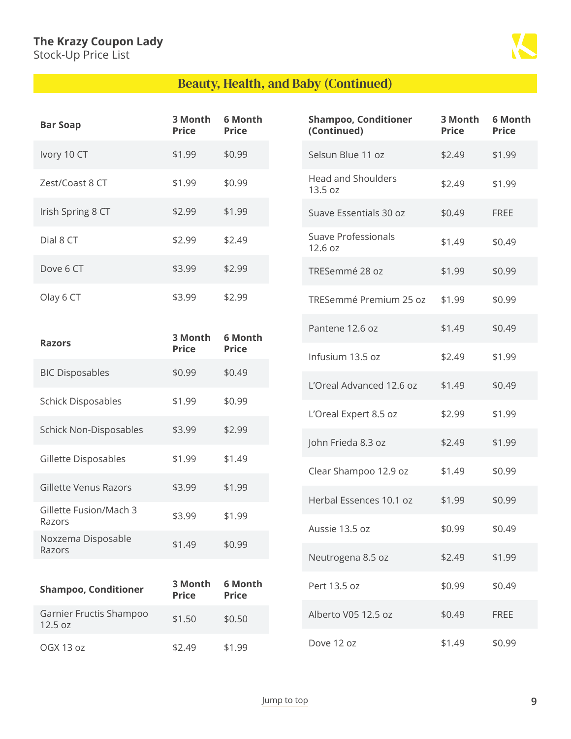## Beauty, Health, and Baby (Continued)

| Bar Soap | 3 Month Price | 6 Month Price |
|---|---|---|
| Ivory 10 CT | $1.99 | $0.99 |
| Zest/Coast 8 CT | $1.99 | $0.99 |
| Irish Spring 8 CT | $2.99 | $1.99 |
| Dial 8 CT | $2.99 | $2.49 |
| Dove 6 CT | $3.99 | $2.99 |
| Olay 6 CT | $3.99 | $2.99 |

| Razors | 3 Month Price | 6 Month Price |
|---|---|---|
| BIC Disposables | $0.99 | $0.49 |
| Schick Disposables | $1.99 | $0.99 |
| Schick Non-Disposables | $3.99 | $2.99 |
| Gillette Disposables | $1.99 | $1.49 |
| Gillette Venus Razors | $3.99 | $1.99 |
| Gillette Fusion/Mach 3 Razors | $3.99 | $1.99 |
| Noxzema Disposable Razors | $1.49 | $0.99 |

| Shampoo, Conditioner | 3 Month Price | 6 Month Price |
|---|---|---|
| Garnier Fructis Shampoo 12.5 oz | $1.50 | $0.50 |
| OGX 13 oz | $2.49 | $1.99 |
| Selsun Blue 11 oz | $2.49 | $1.99 |
| Head and Shoulders 13.5 oz | $2.49 | $1.99 |
| Suave Essentials 30 oz | $0.49 | FREE |
| Suave Professionals 12.6 oz | $1.49 | $0.49 |
| TRESemmé 28 oz | $1.99 | $0.99 |
| TRESemmé Premium 25 oz | $1.99 | $0.99 |
| Pantene 12.6 oz | $1.49 | $0.49 |
| Infusium 13.5 oz | $2.49 | $1.99 |
| L'Oreal Advanced 12.6 oz | $1.49 | $0.49 |
| L'Oreal Expert 8.5 oz | $2.99 | $1.99 |
| John Frieda 8.3 oz | $2.49 | $1.99 |
| Clear Shampoo 12.9 oz | $1.49 | $0.99 |
| Herbal Essences 10.1 oz | $1.99 | $0.99 |
| Aussie 13.5 oz | $0.99 | $0.49 |
| Neutrogena 8.5 oz | $2.49 | $1.99 |
| Pert 13.5 oz | $0.99 | $0.49 |
| Alberto V05 12.5 oz | $0.49 | FREE |
| Dove 12 oz | $1.49 | $0.99 |

Jump to top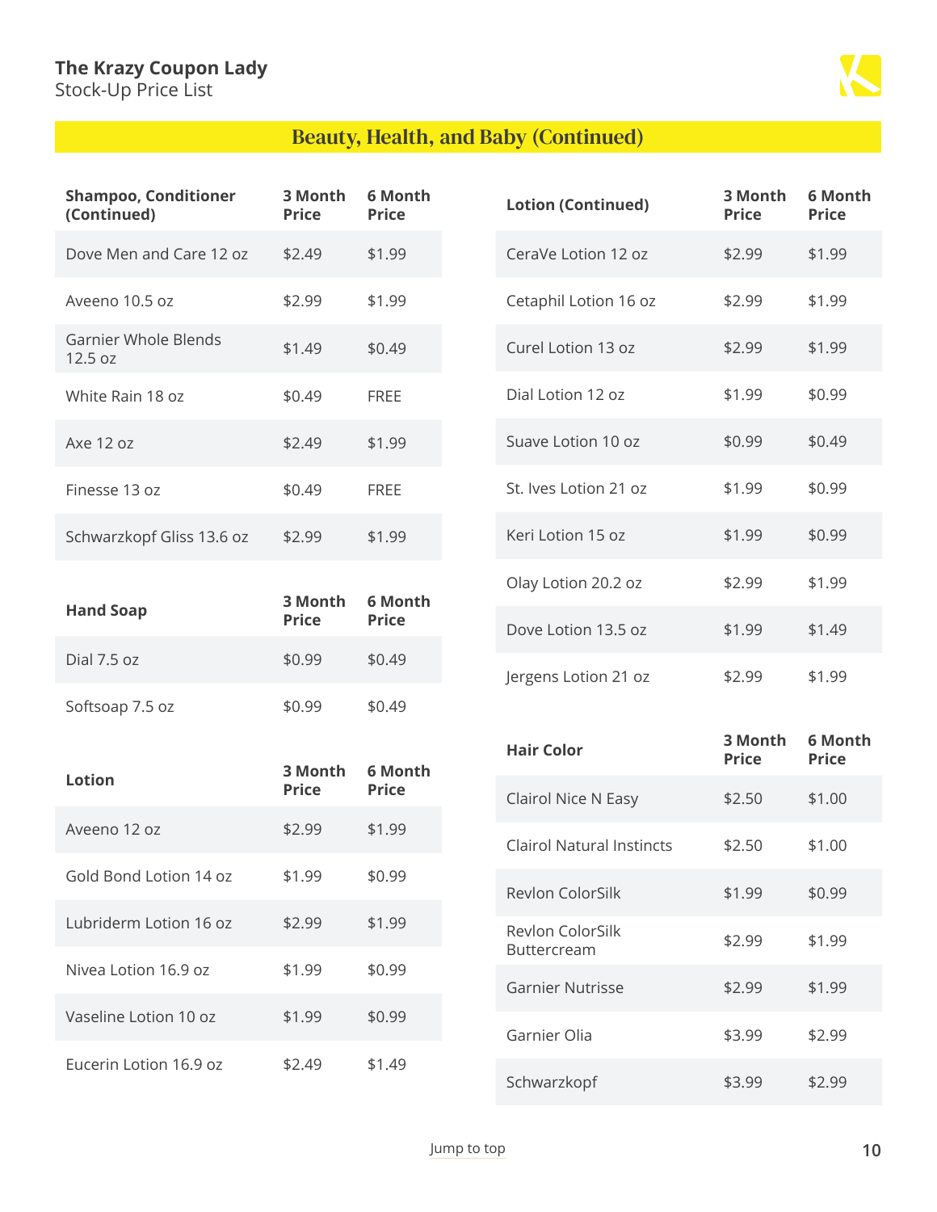## Beauty, Health, and Baby (Continued)

| Shampoo, Conditioner (Continued) | 3 Month Price | 6 Month Price |
|---|---|---|
| Dove Men and Care 12 oz | $2.49 | $1.99 |
| Aveeno 10.5 oz | $2.99 | $1.99 |
| Garnier Whole Blends 12.5 oz | $1.49 | $0.49 |
| White Rain 18 oz | $0.49 | FREE |
| Axe 12 oz | $2.49 | $1.99 |
| Finesse 13 oz | $0.49 | FREE |
| Schwarzkopf Gliss 13.6 oz | $2.99 | $1.99 |

| Hand Soap | 3 Month Price | 6 Month Price |
|---|---|---|
| Dial 7.5 oz | $0.99 | $0.49 |
| Softsoap 7.5 oz | $0.99 | $0.49 |

| Lotion | 3 Month Price | 6 Month Price |
|---|---|---|
| Aveeno 12 oz | $2.99 | $1.99 |
| Gold Bond Lotion 14 oz | $1.99 | $0.99 |
| Lubriderm Lotion 16 oz | $2.99 | $1.99 |
| Nivea Lotion 16.9 oz | $1.99 | $0.99 |
| Vaseline Lotion 10 oz | $1.99 | $0.99 |
| Eucerin Lotion 16.9 oz | $2.49 | $1.49 |

| Lotion (Continued) | 3 Month Price | 6 Month Price |
|---|---|---|
| CeraVe Lotion 12 oz | $2.99 | $1.99 |
| Cetaphil Lotion 16 oz | $2.99 | $1.99 |
| Curel Lotion 13 oz | $2.99 | $1.99 |
| Dial Lotion 12 oz | $1.99 | $0.99 |
| Suave Lotion 10 oz | $0.99 | $0.49 |
| St. Ives Lotion 21 oz | $1.99 | $0.99 |
| Keri Lotion 15 oz | $1.99 | $0.99 |
| Olay Lotion 20.2 oz | $2.99 | $1.99 |
| Dove Lotion 13.5 oz | $1.99 | $1.49 |
| Jergens Lotion 21 oz | $2.99 | $1.99 |

| Hair Color | 3 Month Price | 6 Month Price |
|---|---|---|
| Clairol Nice N Easy | $2.50 | $1.00 |
| Clairol Natural Instincts | $2.50 | $1.00 |
| Revlon ColorSilk | $1.99 | $0.99 |
| Revlon ColorSilk Buttercream | $2.99 | $1.99 |
| Garnier Nutrisse | $2.99 | $1.99 |
| Garnier Olia | $3.99 | $2.99 |
| Schwarzkopf | $3.99 | $2.99 |

Jump to top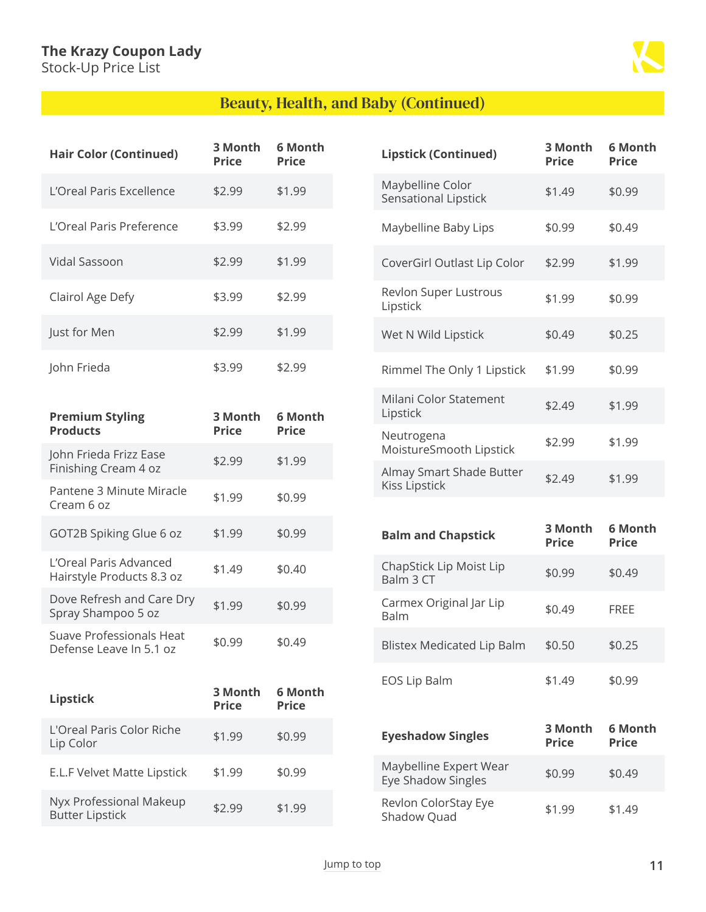## Beauty, Health, and Baby (Continued)

| Hair Color (Continued) | 3 Month Price | 6 Month Price |
| --- | --- | --- |
| L'Oreal Paris Excellence | $2.99 | $1.99 |
| L'Oreal Paris Preference | $3.99 | $2.99 |
| Vidal Sassoon | $2.99 | $1.99 |
| Clairol Age Defy | $3.99 | $2.99 |
| Just for Men | $2.99 | $1.99 |
| John Frieda | $3.99 | $2.99 |

| Premium Styling Products | 3 Month Price | 6 Month Price |
| --- | --- | --- |
| John Frieda Frizz Ease Finishing Cream 4 oz | $2.99 | $1.99 |
| Pantene 3 Minute Miracle Cream 6 oz | $1.99 | $0.99 |
| GOT2B Spiking Glue 6 oz | $1.99 | $0.99 |
| L'Oreal Paris Advanced Hairstyle Products 8.3 oz | $1.49 | $0.40 |
| Dove Refresh and Care Dry Spray Shampoo 5 oz | $1.99 | $0.99 |
| Suave Professionals Heat Defense Leave In 5.1 oz | $0.99 | $0.49 |

| Lipstick | 3 Month Price | 6 Month Price |
| --- | --- | --- |
| L'Oreal Paris Color Riche Lip Color | $1.99 | $0.99 |
| E.L.F Velvet Matte Lipstick | $1.99 | $0.99 |
| Nyx Professional Makeup Butter Lipstick | $2.99 | $1.99 |

| Lipstick (Continued) | 3 Month Price | 6 Month Price |
| --- | --- | --- |
| Maybelline Color Sensational Lipstick | $1.49 | $0.99 |
| Maybelline Baby Lips | $0.99 | $0.49 |
| CoverGirl Outlast Lip Color | $2.99 | $1.99 |
| Revlon Super Lustrous Lipstick | $1.99 | $0.99 |
| Wet N Wild Lipstick | $0.49 | $0.25 |
| Rimmel The Only 1 Lipstick | $1.99 | $0.99 |
| Milani Color Statement Lipstick | $2.49 | $1.99 |
| Neutrogena MoistureSmooth Lipstick | $2.99 | $1.99 |
| Almay Smart Shade Butter Kiss Lipstick | $2.49 | $1.99 |

| Balm and Chapstick | 3 Month Price | 6 Month Price |
| --- | --- | --- |
| ChapStick Lip Moist Lip Balm 3 CT | $0.99 | $0.49 |
| Carmex Original Jar Lip Balm | $0.49 | FREE |
| Blistex Medicated Lip Balm | $0.50 | $0.25 |
| EOS Lip Balm | $1.49 | $0.99 |

| Eyeshadow Singles | 3 Month Price | 6 Month Price |
| --- | --- | --- |
| Maybelline Expert Wear Eye Shadow Singles | $0.99 | $0.49 |
| Revlon ColorStay Eye Shadow Quad | $1.99 | $1.49 |

Jump to top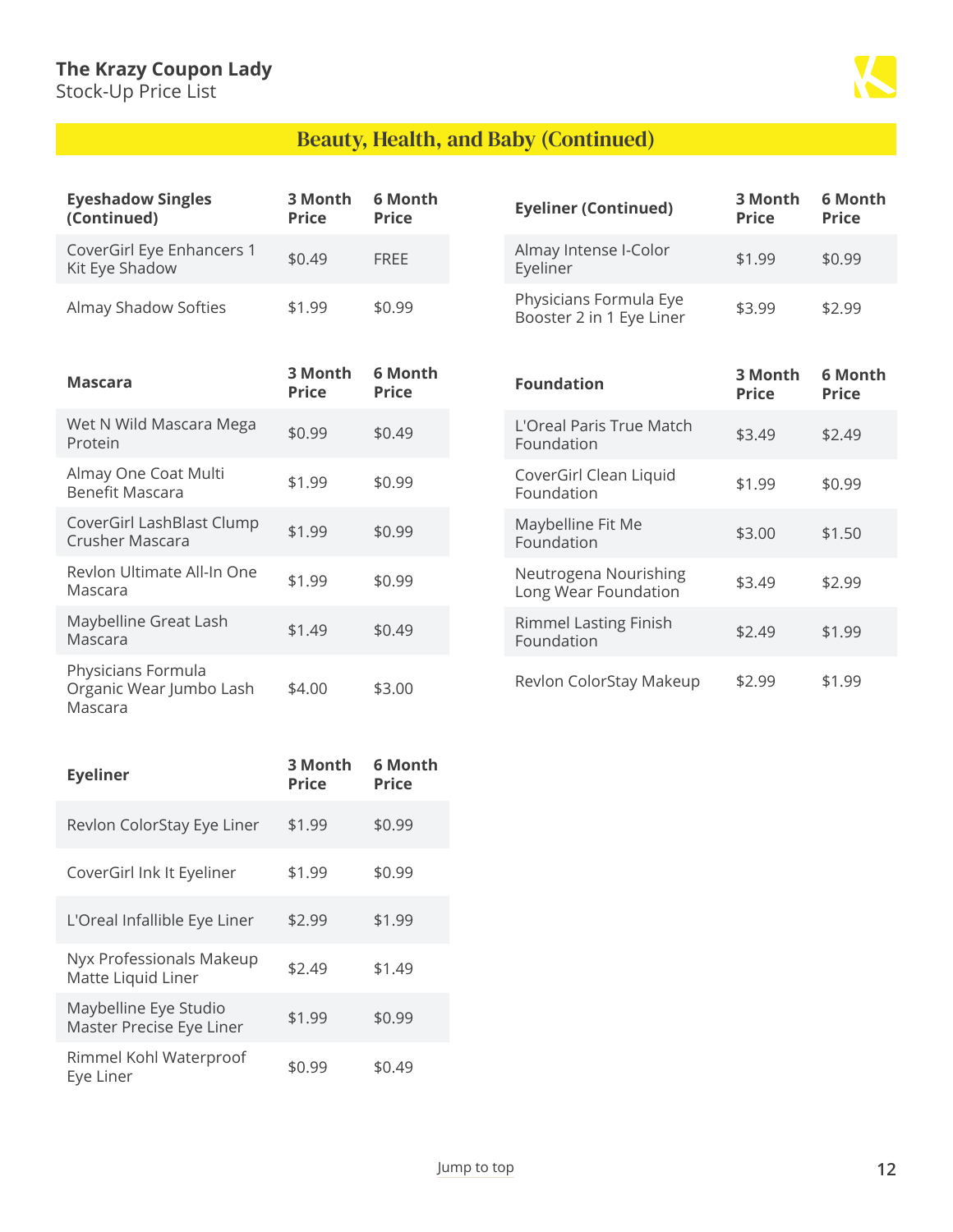## Beauty, Health, and Baby (Continued)

| Eyeshadow Singles (Continued) | 3 Month Price | 6 Month Price |
|---|---|---|
| CoverGirl Eye Enhancers 1 Kit Eye Shadow | $0.49 | FREE |
| Almay Shadow Softies | $1.99 | $0.99 |

| Mascara | 3 Month Price | 6 Month Price |
|---|---|---|
| Wet N Wild Mascara Mega Protein | $0.99 | $0.49 |
| Almay One Coat Multi Benefit Mascara | $1.99 | $0.99 |
| CoverGirl LashBlast Clump Crusher Mascara | $1.99 | $0.99 |
| Revlon Ultimate All-In One Mascara | $1.99 | $0.99 |
| Maybelline Great Lash Mascara | $1.49 | $0.49 |
| Physicians Formula Organic Wear Jumbo Lash Mascara | $4.00 | $3.00 |

| Eyeliner | 3 Month Price | 6 Month Price |
|---|---|---|
| Revlon ColorStay Eye Liner | $1.99 | $0.99 |
| CoverGirl Ink It Eyeliner | $1.99 | $0.99 |
| L'Oreal Infallible Eye Liner | $2.99 | $1.99 |
| Nyx Professionals Makeup Matte Liquid Liner | $2.49 | $1.49 |
| Maybelline Eye Studio Master Precise Eye Liner | $1.99 | $0.99 |
| Rimmel Kohl Waterproof Eye Liner | $0.99 | $0.49 |

| Eyeliner (Continued) | 3 Month Price | 6 Month Price |
|---|---|---|
| Almay Intense I-Color Eyeliner | $1.99 | $0.99 |
| Physicians Formula Eye Booster 2 in 1 Eye Liner | $3.99 | $2.99 |

| Foundation | 3 Month Price | 6 Month Price |
|---|---|---|
| L'Oreal Paris True Match Foundation | $3.49 | $2.49 |
| CoverGirl Clean Liquid Foundation | $1.99 | $0.99 |
| Maybelline Fit Me Foundation | $3.00 | $1.50 |
| Neutrogena Nourishing Long Wear Foundation | $3.49 | $2.99 |
| Rimmel Lasting Finish Foundation | $2.49 | $1.99 |
| Revlon ColorStay Makeup | $2.99 | $1.99 |

Jump to top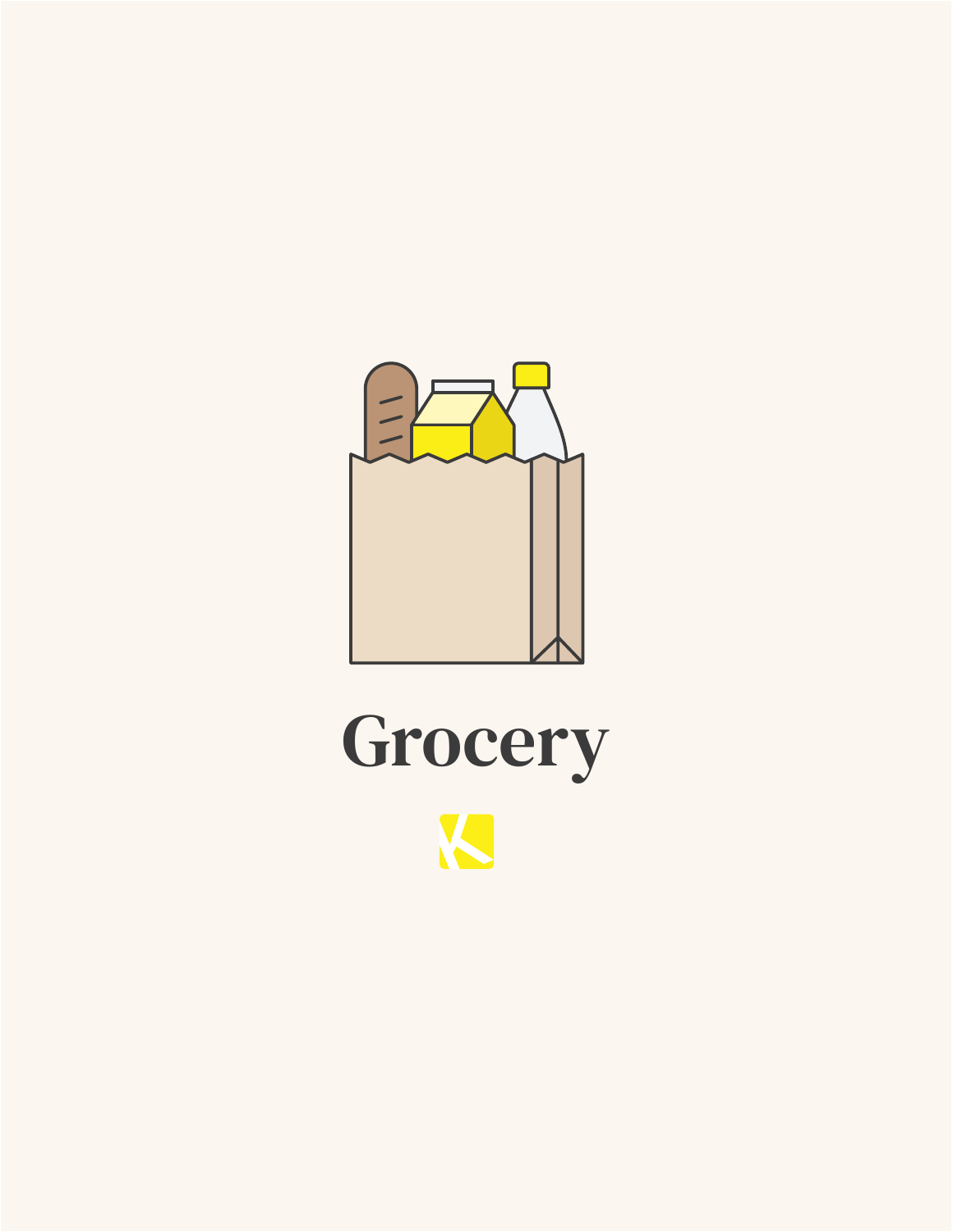# Grocery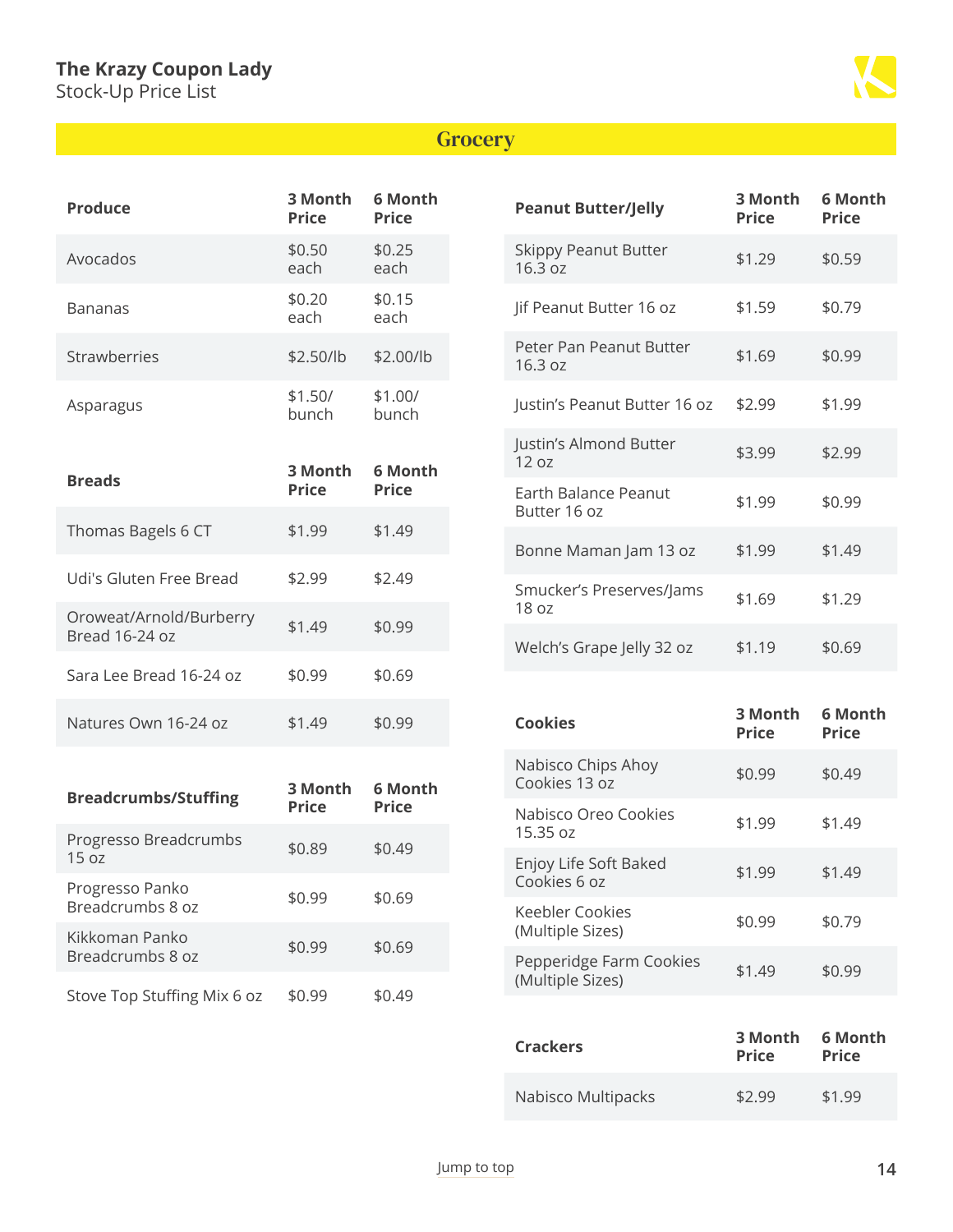## Grocery

| Produce | 3 Month Price | 6 Month Price |
|---|---|---|
| Avocados | $0.50 each | $0.25 each |
| Bananas | $0.20 each | $0.15 each |
| Strawberries | $2.50/lb | $2.00/lb |
| Asparagus | $1.50/ bunch | $1.00/ bunch |

| Breads | 3 Month Price | 6 Month Price |
|---|---|---|
| Thomas Bagels 6 CT | $1.99 | $1.49 |
| Udi's Gluten Free Bread | $2.99 | $2.49 |
| Oroweat/Arnold/Burberry Bread 16-24 oz | $1.49 | $0.99 |
| Sara Lee Bread 16-24 oz | $0.99 | $0.69 |
| Natures Own 16-24 oz | $1.49 | $0.99 |

| Breadcrumbs/Stuffing | 3 Month Price | 6 Month Price |
|---|---|---|
| Progresso Breadcrumbs 15 oz | $0.89 | $0.49 |
| Progresso Panko Breadcrumbs 8 oz | $0.99 | $0.69 |
| Kikkoman Panko Breadcrumbs 8 oz | $0.99 | $0.69 |
| Stove Top Stuffing Mix 6 oz | $0.99 | $0.49 |

| Peanut Butter/Jelly | 3 Month Price | 6 Month Price |
|---|---|---|
| Skippy Peanut Butter 16.3 oz | $1.29 | $0.59 |
| Jif Peanut Butter 16 oz | $1.59 | $0.79 |
| Peter Pan Peanut Butter 16.3 oz | $1.69 | $0.99 |
| Justin's Peanut Butter 16 oz | $2.99 | $1.99 |
| Justin's Almond Butter 12 oz | $3.99 | $2.99 |
| Earth Balance Peanut Butter 16 oz | $1.99 | $0.99 |
| Bonne Maman Jam 13 oz | $1.99 | $1.49 |
| Smucker's Preserves/Jams 18 oz | $1.69 | $1.29 |
| Welch's Grape Jelly 32 oz | $1.19 | $0.69 |

| Cookies | 3 Month Price | 6 Month Price |
|---|---|---|
| Nabisco Chips Ahoy Cookies 13 oz | $0.99 | $0.49 |
| Nabisco Oreo Cookies 15.35 oz | $1.99 | $1.49 |
| Enjoy Life Soft Baked Cookies 6 oz | $1.99 | $1.49 |
| Keebler Cookies (Multiple Sizes) | $0.99 | $0.79 |
| Pepperidge Farm Cookies (Multiple Sizes) | $1.49 | $0.99 |

| Crackers | 3 Month Price | 6 Month Price |
|---|---|---|
| Nabisco Multipacks | $2.99 | $1.99 |

Jump to top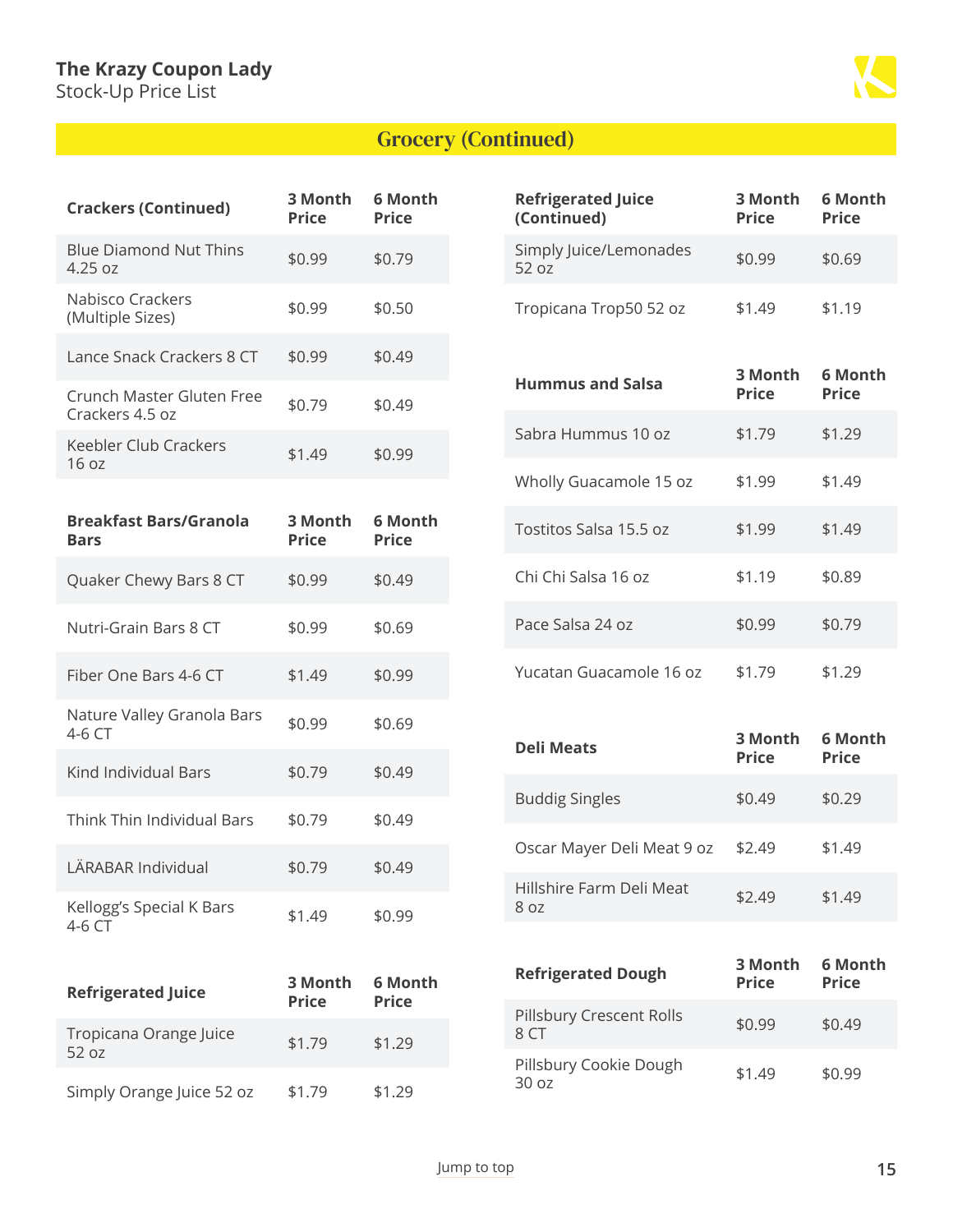## Grocery (Continued)

| Crackers (Continued) | 3 Month Price | 6 Month Price |
|---|---|---|
| Blue Diamond Nut Thins 4.25 oz | $0.99 | $0.79 |
| Nabisco Crackers (Multiple Sizes) | $0.99 | $0.50 |
| Lance Snack Crackers 8 CT | $0.99 | $0.49 |
| Crunch Master Gluten Free Crackers 4.5 oz | $0.79 | $0.49 |
| Keebler Club Crackers 16 oz | $1.49 | $0.99 |

| Breakfast Bars/Granola Bars | 3 Month Price | 6 Month Price |
|---|---|---|
| Quaker Chewy Bars 8 CT | $0.99 | $0.49 |
| Nutri-Grain Bars 8 CT | $0.99 | $0.69 |
| Fiber One Bars 4-6 CT | $1.49 | $0.99 |
| Nature Valley Granola Bars 4-6 CT | $0.99 | $0.69 |
| Kind Individual Bars | $0.79 | $0.49 |
| Think Thin Individual Bars | $0.79 | $0.49 |
| LÄRABAR Individual | $0.79 | $0.49 |
| Kellogg's Special K Bars 4-6 CT | $1.49 | $0.99 |

| Refrigerated Juice | 3 Month Price | 6 Month Price |
|---|---|---|
| Tropicana Orange Juice 52 oz | $1.79 | $1.29 |
| Simply Orange Juice 52 oz | $1.79 | $1.29 |
| Simply Juice/Lemonades 52 oz | $0.99 | $0.69 |
| Tropicana Trop50 52 oz | $1.49 | $1.19 |

| Hummus and Salsa | 3 Month Price | 6 Month Price |
|---|---|---|
| Sabra Hummus 10 oz | $1.79 | $1.29 |
| Wholly Guacamole 15 oz | $1.99 | $1.49 |
| Tostitos Salsa 15.5 oz | $1.99 | $1.49 |
| Chi Chi Salsa 16 oz | $1.19 | $0.89 |
| Pace Salsa 24 oz | $0.99 | $0.79 |
| Yucatan Guacamole 16 oz | $1.79 | $1.29 |

| Deli Meats | 3 Month Price | 6 Month Price |
|---|---|---|
| Buddig Singles | $0.49 | $0.29 |
| Oscar Mayer Deli Meat 9 oz | $2.49 | $1.49 |
| Hillshire Farm Deli Meat 8 oz | $2.49 | $1.49 |

| Refrigerated Dough | 3 Month Price | 6 Month Price |
|---|---|---|
| Pillsbury Crescent Rolls 8 CT | $0.99 | $0.49 |
| Pillsbury Cookie Dough 30 oz | $1.49 | $0.99 |

Jump to top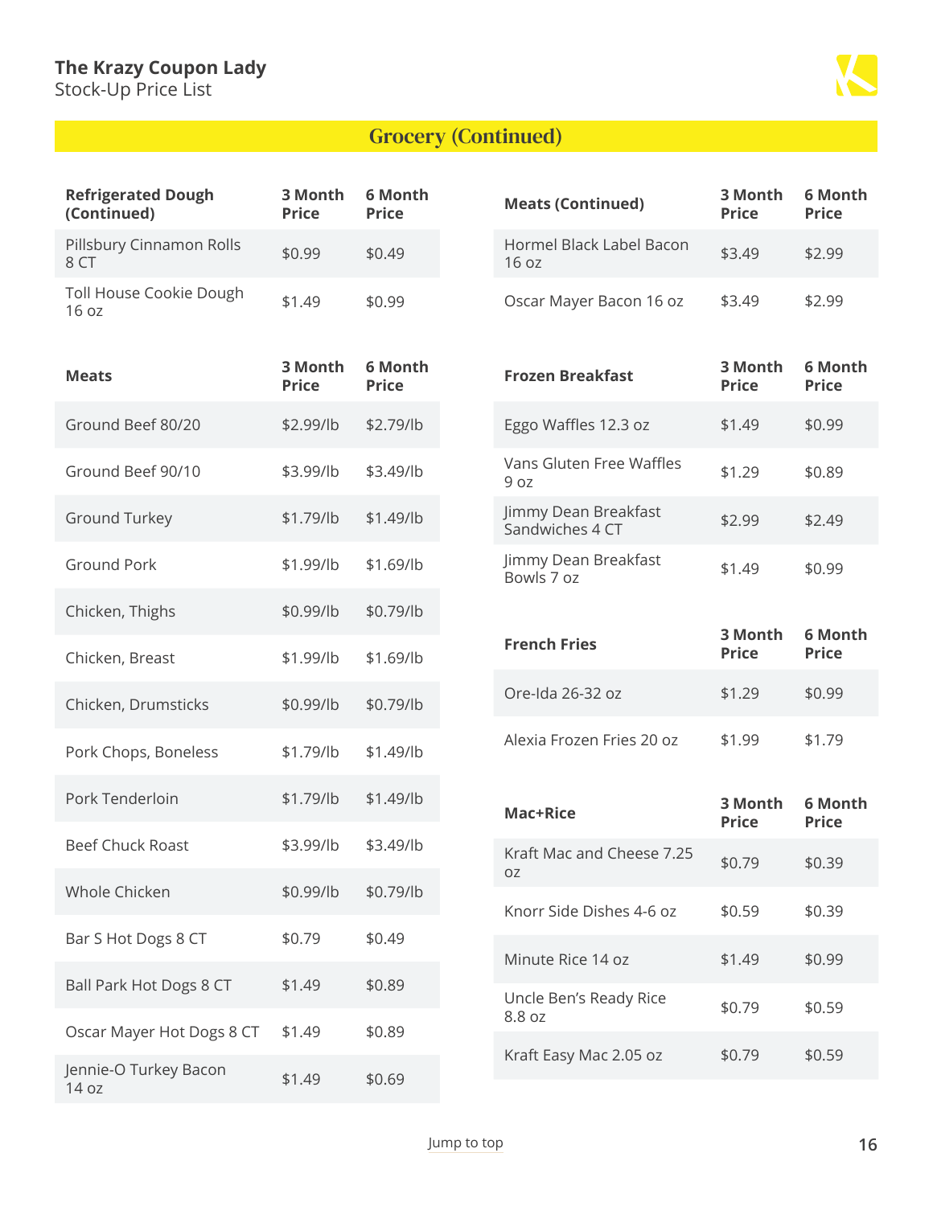## Grocery (Continued)

| Refrigerated Dough (Continued) | 3 Month Price | 6 Month Price |
|---|---|---|
| Pillsbury Cinnamon Rolls 8 CT | $0.99 | $0.49 |
| Toll House Cookie Dough 16 oz | $1.49 | $0.99 |

| Meats | 3 Month Price | 6 Month Price |
|---|---|---|
| Ground Beef 80/20 | $2.99/lb | $2.79/lb |
| Ground Beef 90/10 | $3.99/lb | $3.49/lb |
| Ground Turkey | $1.79/lb | $1.49/lb |
| Ground Pork | $1.99/lb | $1.69/lb |
| Chicken, Thighs | $0.99/lb | $0.79/lb |
| Chicken, Breast | $1.99/lb | $1.69/lb |
| Chicken, Drumsticks | $0.99/lb | $0.79/lb |
| Pork Chops, Boneless | $1.79/lb | $1.49/lb |
| Pork Tenderloin | $1.79/lb | $1.49/lb |
| Beef Chuck Roast | $3.99/lb | $3.49/lb |
| Whole Chicken | $0.99/lb | $0.79/lb |
| Bar S Hot Dogs 8 CT | $0.79 | $0.49 |
| Ball Park Hot Dogs 8 CT | $1.49 | $0.89 |
| Oscar Mayer Hot Dogs 8 CT | $1.49 | $0.89 |
| Jennie-O Turkey Bacon 14 oz | $1.49 | $0.69 |

| Meats (Continued) | 3 Month Price | 6 Month Price |
|---|---|---|
| Hormel Black Label Bacon 16 oz | $3.49 | $2.99 |
| Oscar Mayer Bacon 16 oz | $3.49 | $2.99 |

| Frozen Breakfast | 3 Month Price | 6 Month Price |
|---|---|---|
| Eggo Waffles 12.3 oz | $1.49 | $0.99 |
| Vans Gluten Free Waffles 9 oz | $1.29 | $0.89 |
| Jimmy Dean Breakfast Sandwiches 4 CT | $2.99 | $2.49 |
| Jimmy Dean Breakfast Bowls 7 oz | $1.49 | $0.99 |

| French Fries | 3 Month Price | 6 Month Price |
|---|---|---|
| Ore-Ida 26-32 oz | $1.29 | $0.99 |
| Alexia Frozen Fries 20 oz | $1.99 | $1.79 |

| Mac+Rice | 3 Month Price | 6 Month Price |
|---|---|---|
| Kraft Mac and Cheese 7.25 oz | $0.79 | $0.39 |
| Knorr Side Dishes 4-6 oz | $0.59 | $0.39 |
| Minute Rice 14 oz | $1.49 | $0.99 |
| Uncle Ben's Ready Rice 8.8 oz | $0.79 | $0.59 |
| Kraft Easy Mac 2.05 oz | $0.79 | $0.59 |

Jump to top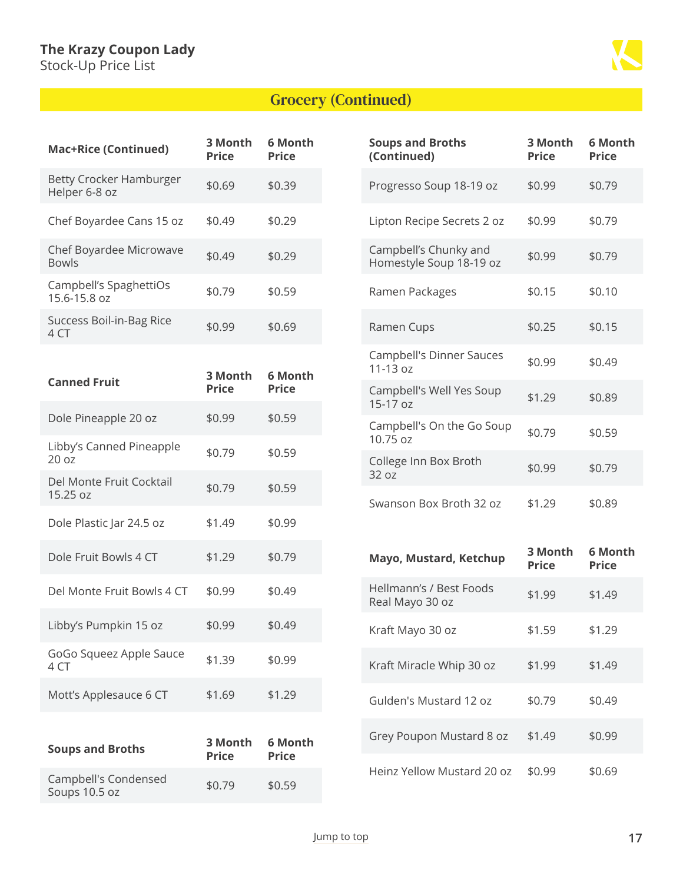## Grocery (Continued)

| Mac+Rice (Continued) | 3 Month Price | 6 Month Price |
|---|---|---|
| Betty Crocker Hamburger Helper 6-8 oz | $0.69 | $0.39 |
| Chef Boyardee Cans 15 oz | $0.49 | $0.29 |
| Chef Boyardee Microwave Bowls | $0.49 | $0.29 |
| Campbell's SpaghettiOs 15.6-15.8 oz | $0.79 | $0.59 |
| Success Boil-in-Bag Rice 4 CT | $0.99 | $0.69 |

| Canned Fruit | 3 Month Price | 6 Month Price |
|---|---|---|
| Dole Pineapple 20 oz | $0.99 | $0.59 |
| Libby's Canned Pineapple 20 oz | $0.79 | $0.59 |
| Del Monte Fruit Cocktail 15.25 oz | $0.79 | $0.59 |
| Dole Plastic Jar 24.5 oz | $1.49 | $0.99 |
| Dole Fruit Bowls 4 CT | $1.29 | $0.79 |
| Del Monte Fruit Bowls 4 CT | $0.99 | $0.49 |
| Libby's Pumpkin 15 oz | $0.99 | $0.49 |
| GoGo Squeez Apple Sauce 4 CT | $1.39 | $0.99 |
| Mott's Applesauce 6 CT | $1.69 | $1.29 |

| Soups and Broths | 3 Month Price | 6 Month Price |
|---|---|---|
| Campbell's Condensed Soups 10.5 oz | $0.79 | $0.59 |
| Progresso Soup 18-19 oz | $0.99 | $0.79 |
| Lipton Recipe Secrets 2 oz | $0.99 | $0.79 |
| Campbell's Chunky and Homestyle Soup 18-19 oz | $0.99 | $0.79 |
| Ramen Packages | $0.15 | $0.10 |
| Ramen Cups | $0.25 | $0.15 |
| Campbell's Dinner Sauces 11-13 oz | $0.99 | $0.49 |
| Campbell's Well Yes Soup 15-17 oz | $1.29 | $0.89 |
| Campbell's On the Go Soup 10.75 oz | $0.79 | $0.59 |
| College Inn Box Broth 32 oz | $0.99 | $0.79 |
| Swanson Box Broth 32 oz | $1.29 | $0.89 |

| Mayo, Mustard, Ketchup | 3 Month Price | 6 Month Price |
|---|---|---|
| Hellmann's / Best Foods Real Mayo 30 oz | $1.99 | $1.49 |
| Kraft Mayo 30 oz | $1.59 | $1.29 |
| Kraft Miracle Whip 30 oz | $1.99 | $1.49 |
| Gulden's Mustard 12 oz | $0.79 | $0.49 |
| Grey Poupon Mustard 8 oz | $1.49 | $0.99 |
| Heinz Yellow Mustard 20 oz | $0.99 | $0.69 |

Jump to top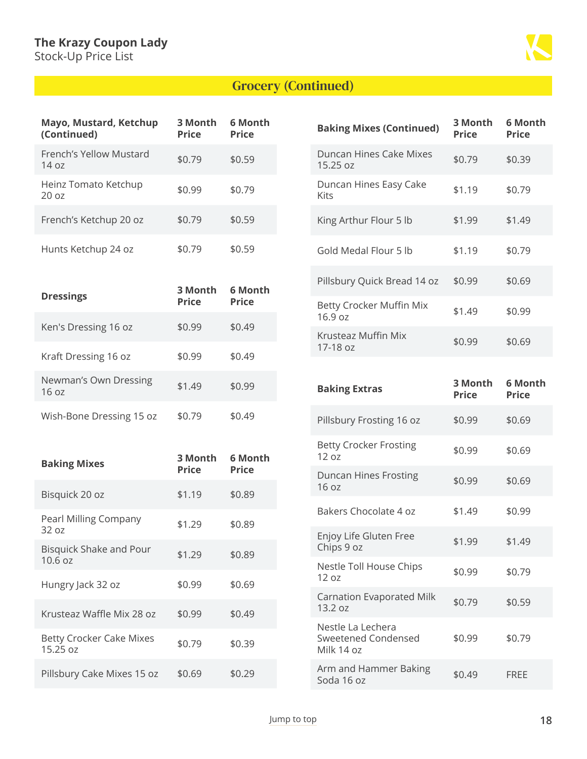## Grocery (Continued)

| Mayo, Mustard, Ketchup (Continued) | 3 Month Price | 6 Month Price |
|---|---|---|
| French's Yellow Mustard 14 oz | $0.79 | $0.59 |
| Heinz Tomato Ketchup 20 oz | $0.99 | $0.79 |
| French's Ketchup 20 oz | $0.79 | $0.59 |
| Hunts Ketchup 24 oz | $0.79 | $0.59 |

| Dressings | 3 Month Price | 6 Month Price |
|---|---|---|
| Ken's Dressing 16 oz | $0.99 | $0.49 |
| Kraft Dressing 16 oz | $0.99 | $0.49 |
| Newman's Own Dressing 16 oz | $1.49 | $0.99 |
| Wish-Bone Dressing 15 oz | $0.79 | $0.49 |

| Baking Mixes | 3 Month Price | 6 Month Price |
|---|---|---|
| Bisquick 20 oz | $1.19 | $0.89 |
| Pearl Milling Company 32 oz | $1.29 | $0.89 |
| Bisquick Shake and Pour 10.6 oz | $1.29 | $0.89 |
| Hungry Jack 32 oz | $0.99 | $0.69 |
| Krusteaz Waffle Mix 28 oz | $0.99 | $0.49 |
| Betty Crocker Cake Mixes 15.25 oz | $0.79 | $0.39 |
| Pillsbury Cake Mixes 15 oz | $0.69 | $0.29 |

| Baking Mixes (Continued) | 3 Month Price | 6 Month Price |
|---|---|---|
| Duncan Hines Cake Mixes 15.25 oz | $0.79 | $0.39 |
| Duncan Hines Easy Cake Kits | $1.19 | $0.79 |
| King Arthur Flour 5 lb | $1.99 | $1.49 |
| Gold Medal Flour 5 lb | $1.19 | $0.79 |
| Pillsbury Quick Bread 14 oz | $0.99 | $0.69 |
| Betty Crocker Muffin Mix 16.9 oz | $1.49 | $0.99 |
| Krusteaz Muffin Mix 17-18 oz | $0.99 | $0.69 |

| Baking Extras | 3 Month Price | 6 Month Price |
|---|---|---|
| Pillsbury Frosting 16 oz | $0.99 | $0.69 |
| Betty Crocker Frosting 12 oz | $0.99 | $0.69 |
| Duncan Hines Frosting 16 oz | $0.99 | $0.69 |
| Bakers Chocolate 4 oz | $1.49 | $0.99 |
| Enjoy Life Gluten Free Chips 9 oz | $1.99 | $1.49 |
| Nestle Toll House Chips 12 oz | $0.99 | $0.79 |
| Carnation Evaporated Milk 13.2 oz | $0.79 | $0.59 |
| Nestle La Lechera Sweetened Condensed Milk 14 oz | $0.99 | $0.79 |
| Arm and Hammer Baking Soda 16 oz | $0.49 | FREE |

Jump to top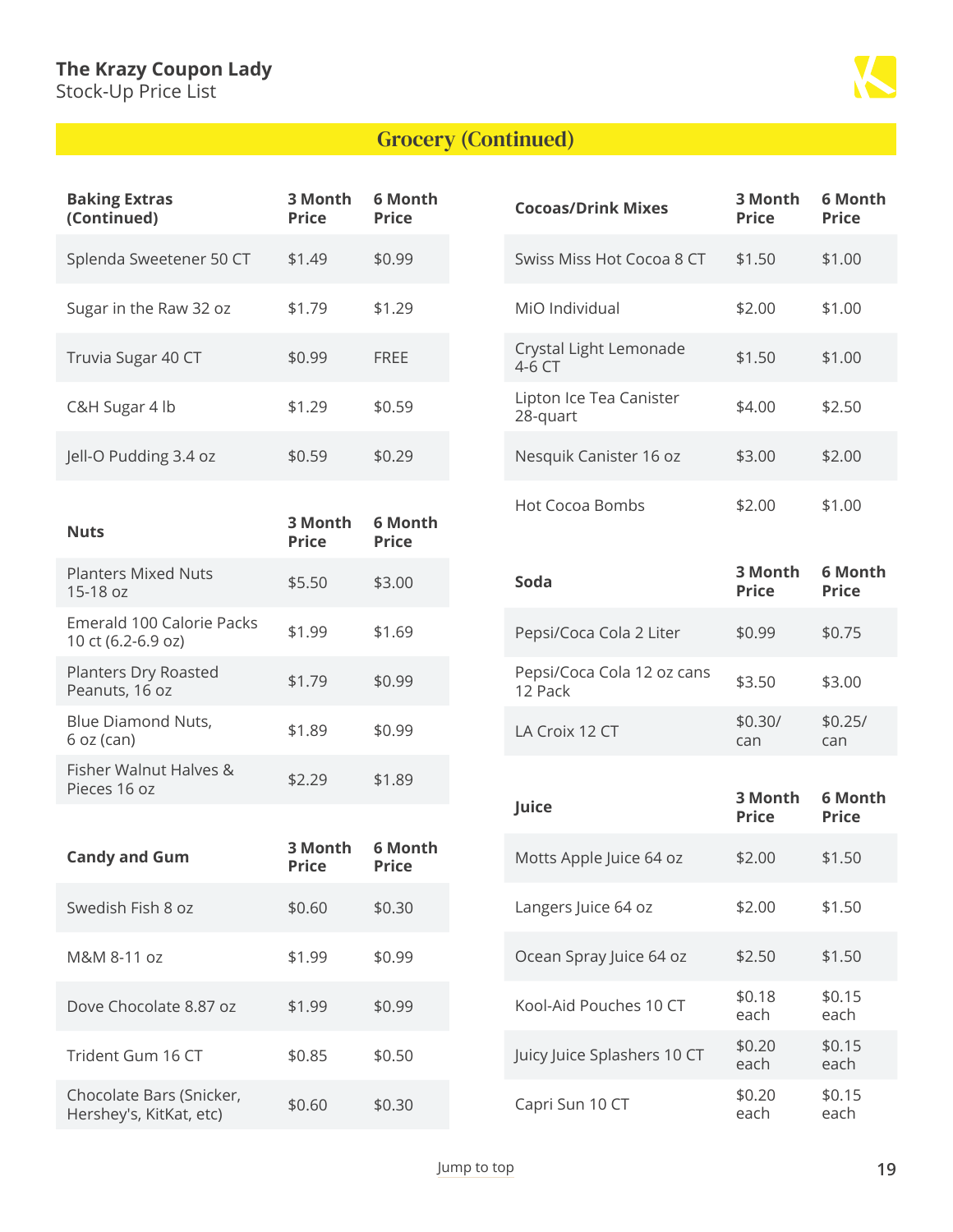## Grocery (Continued)

| Baking Extras (Continued) | 3 Month Price | 6 Month Price |
|---|---|---|
| Splenda Sweetener 50 CT | $1.49 | $0.99 |
| Sugar in the Raw 32 oz | $1.79 | $1.29 |
| Truvia Sugar 40 CT | $0.99 | FREE |
| C&H Sugar 4 lb | $1.29 | $0.59 |
| Jell-O Pudding 3.4 oz | $0.59 | $0.29 |

| Nuts | 3 Month Price | 6 Month Price |
|---|---|---|
| Planters Mixed Nuts 15-18 oz | $5.50 | $3.00 |
| Emerald 100 Calorie Packs 10 ct (6.2-6.9 oz) | $1.99 | $1.69 |
| Planters Dry Roasted Peanuts, 16 oz | $1.79 | $0.99 |
| Blue Diamond Nuts, 6 oz (can) | $1.89 | $0.99 |
| Fisher Walnut Halves & Pieces 16 oz | $2.29 | $1.89 |

| Candy and Gum | 3 Month Price | 6 Month Price |
|---|---|---|
| Swedish Fish 8 oz | $0.60 | $0.30 |
| M&M 8-11 oz | $1.99 | $0.99 |
| Dove Chocolate 8.87 oz | $1.99 | $0.99 |
| Trident Gum 16 CT | $0.85 | $0.50 |
| Chocolate Bars (Snicker, Hershey's, KitKat, etc) | $0.60 | $0.30 |

| Cocoas/Drink Mixes | 3 Month Price | 6 Month Price |
|---|---|---|
| Swiss Miss Hot Cocoa 8 CT | $1.50 | $1.00 |
| MiO Individual | $2.00 | $1.00 |
| Crystal Light Lemonade 4-6 CT | $1.50 | $1.00 |
| Lipton Ice Tea Canister 28-quart | $4.00 | $2.50 |
| Nesquik Canister 16 oz | $3.00 | $2.00 |
| Hot Cocoa Bombs | $2.00 | $1.00 |

| Soda | 3 Month Price | 6 Month Price |
|---|---|---|
| Pepsi/Coca Cola 2 Liter | $0.99 | $0.75 |
| Pepsi/Coca Cola 12 oz cans 12 Pack | $3.50 | $3.00 |
| LA Croix 12 CT | $0.30/ can | $0.25/ can |

| Juice | 3 Month Price | 6 Month Price |
|---|---|---|
| Motts Apple Juice 64 oz | $2.00 | $1.50 |
| Langers Juice 64 oz | $2.00 | $1.50 |
| Ocean Spray Juice 64 oz | $2.50 | $1.50 |
| Kool-Aid Pouches 10 CT | $0.18 each | $0.15 each |
| Juicy Juice Splashers 10 CT | $0.20 each | $0.15 each |
| Capri Sun 10 CT | $0.20 each | $0.15 each |

Jump to top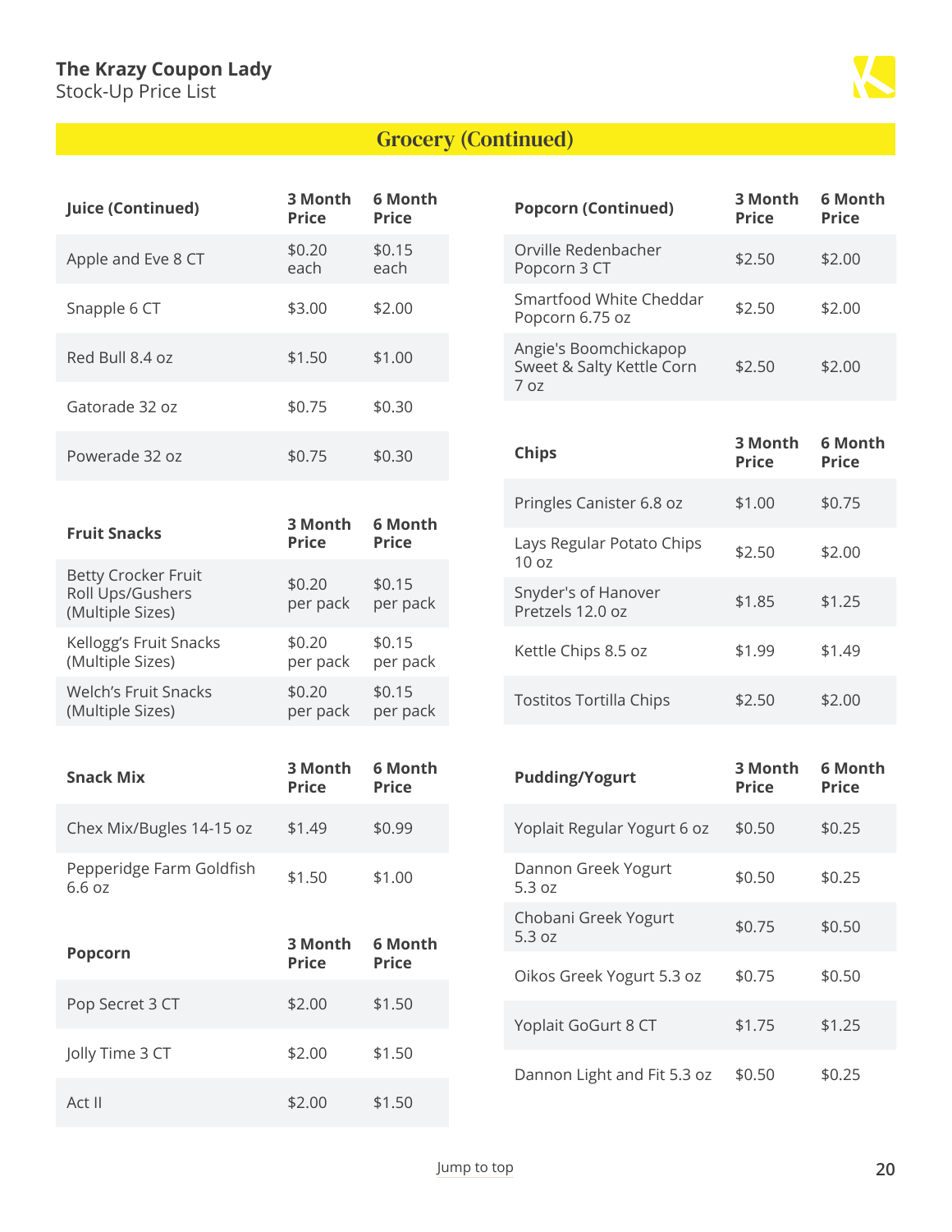## Grocery (Continued)

| Juice (Continued) | 3 Month Price | 6 Month Price |
|---|---|---|
| Apple and Eve 8 CT | $0.20 each | $0.15 each |
| Snapple 6 CT | $3.00 | $2.00 |
| Red Bull 8.4 oz | $1.50 | $1.00 |
| Gatorade 32 oz | $0.75 | $0.30 |
| Powerade 32 oz | $0.75 | $0.30 |

| Fruit Snacks | 3 Month Price | 6 Month Price |
|---|---|---|
| Betty Crocker Fruit Roll Ups/Gushers (Multiple Sizes) | $0.20 per pack | $0.15 per pack |
| Kellogg's Fruit Snacks (Multiple Sizes) | $0.20 per pack | $0.15 per pack |
| Welch's Fruit Snacks (Multiple Sizes) | $0.20 per pack | $0.15 per pack |

| Snack Mix | 3 Month Price | 6 Month Price |
|---|---|---|
| Chex Mix/Bugles 14-15 oz | $1.49 | $0.99 |
| Pepperidge Farm Goldfish 6.6 oz | $1.50 | $1.00 |

| Popcorn | 3 Month Price | 6 Month Price |
|---|---|---|
| Pop Secret 3 CT | $2.00 | $1.50 |
| Jolly Time 3 CT | $2.00 | $1.50 |
| Act II | $2.00 | $1.50 |

| Popcorn (Continued) | 3 Month Price | 6 Month Price |
|---|---|---|
| Orville Redenbacher Popcorn 3 CT | $2.50 | $2.00 |
| Smartfood White Cheddar Popcorn 6.75 oz | $2.50 | $2.00 |
| Angie's Boomchickapop Sweet & Salty Kettle Corn 7 oz | $2.50 | $2.00 |

| Chips | 3 Month Price | 6 Month Price |
|---|---|---|
| Pringles Canister 6.8 oz | $1.00 | $0.75 |
| Lays Regular Potato Chips 10 oz | $2.50 | $2.00 |
| Snyder's of Hanover Pretzels 12.0 oz | $1.85 | $1.25 |
| Kettle Chips 8.5 oz | $1.99 | $1.49 |
| Tostitos Tortilla Chips | $2.50 | $2.00 |

| Pudding/Yogurt | 3 Month Price | 6 Month Price |
|---|---|---|
| Yoplait Regular Yogurt 6 oz | $0.50 | $0.25 |
| Dannon Greek Yogurt 5.3 oz | $0.50 | $0.25 |
| Chobani Greek Yogurt 5.3 oz | $0.75 | $0.50 |
| Oikos Greek Yogurt 5.3 oz | $0.75 | $0.50 |
| Yoplait GoGurt 8 CT | $1.75 | $1.25 |
| Dannon Light and Fit 5.3 oz | $0.50 | $0.25 |

Jump to top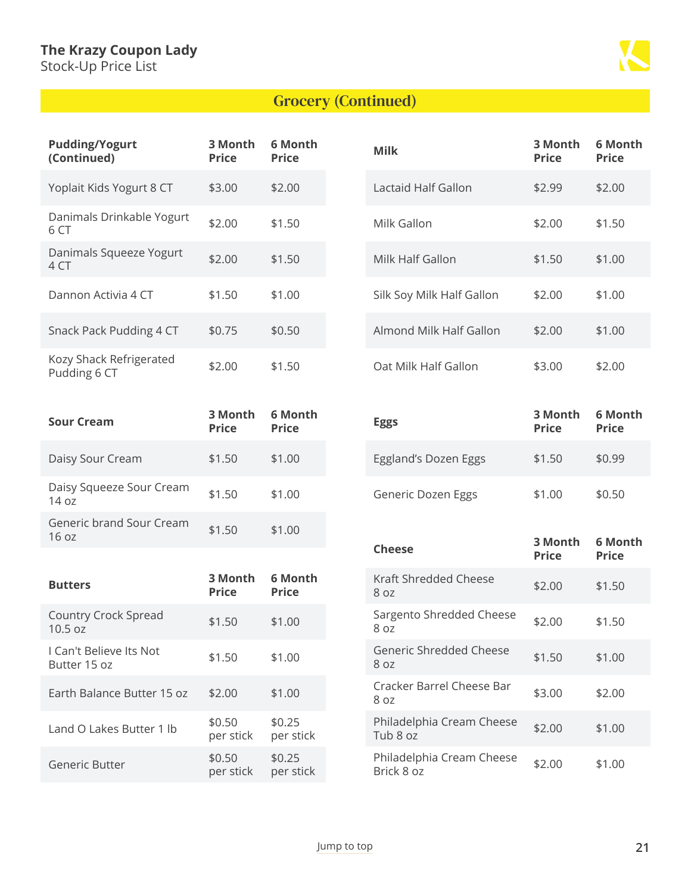## Grocery (Continued)

| Pudding/Yogurt (Continued) | 3 Month Price | 6 Month Price |
|---|---|---|
| Yoplait Kids Yogurt 8 CT | $3.00 | $2.00 |
| Danimals Drinkable Yogurt 6 CT | $2.00 | $1.50 |
| Danimals Squeeze Yogurt 4 CT | $2.00 | $1.50 |
| Dannon Activia 4 CT | $1.50 | $1.00 |
| Snack Pack Pudding 4 CT | $0.75 | $0.50 |
| Kozy Shack Refrigerated Pudding 6 CT | $2.00 | $1.50 |

| Sour Cream | 3 Month Price | 6 Month Price |
|---|---|---|
| Daisy Sour Cream | $1.50 | $1.00 |
| Daisy Squeeze Sour Cream 14 oz | $1.50 | $1.00 |
| Generic brand Sour Cream 16 oz | $1.50 | $1.00 |

| Butters | 3 Month Price | 6 Month Price |
|---|---|---|
| Country Crock Spread 10.5 oz | $1.50 | $1.00 |
| I Can't Believe Its Not Butter 15 oz | $1.50 | $1.00 |
| Earth Balance Butter 15 oz | $2.00 | $1.00 |
| Land O Lakes Butter 1 lb | $0.50 per stick | $0.25 per stick |
| Generic Butter | $0.50 per stick | $0.25 per stick |

| Milk | 3 Month Price | 6 Month Price |
|---|---|---|
| Lactaid Half Gallon | $2.99 | $2.00 |
| Milk Gallon | $2.00 | $1.50 |
| Milk Half Gallon | $1.50 | $1.00 |
| Silk Soy Milk Half Gallon | $2.00 | $1.00 |
| Almond Milk Half Gallon | $2.00 | $1.00 |
| Oat Milk Half Gallon | $3.00 | $2.00 |

| Eggs | 3 Month Price | 6 Month Price |
|---|---|---|
| Eggland's Dozen Eggs | $1.50 | $0.99 |
| Generic Dozen Eggs | $1.00 | $0.50 |

| Cheese | 3 Month Price | 6 Month Price |
|---|---|---|
| Kraft Shredded Cheese 8 oz | $2.00 | $1.50 |
| Sargento Shredded Cheese 8 oz | $2.00 | $1.50 |
| Generic Shredded Cheese 8 oz | $1.50 | $1.00 |
| Cracker Barrel Cheese Bar 8 oz | $3.00 | $2.00 |
| Philadelphia Cream Cheese Tub 8 oz | $2.00 | $1.00 |
| Philadelphia Cream Cheese Brick 8 oz | $2.00 | $1.00 |

Jump to top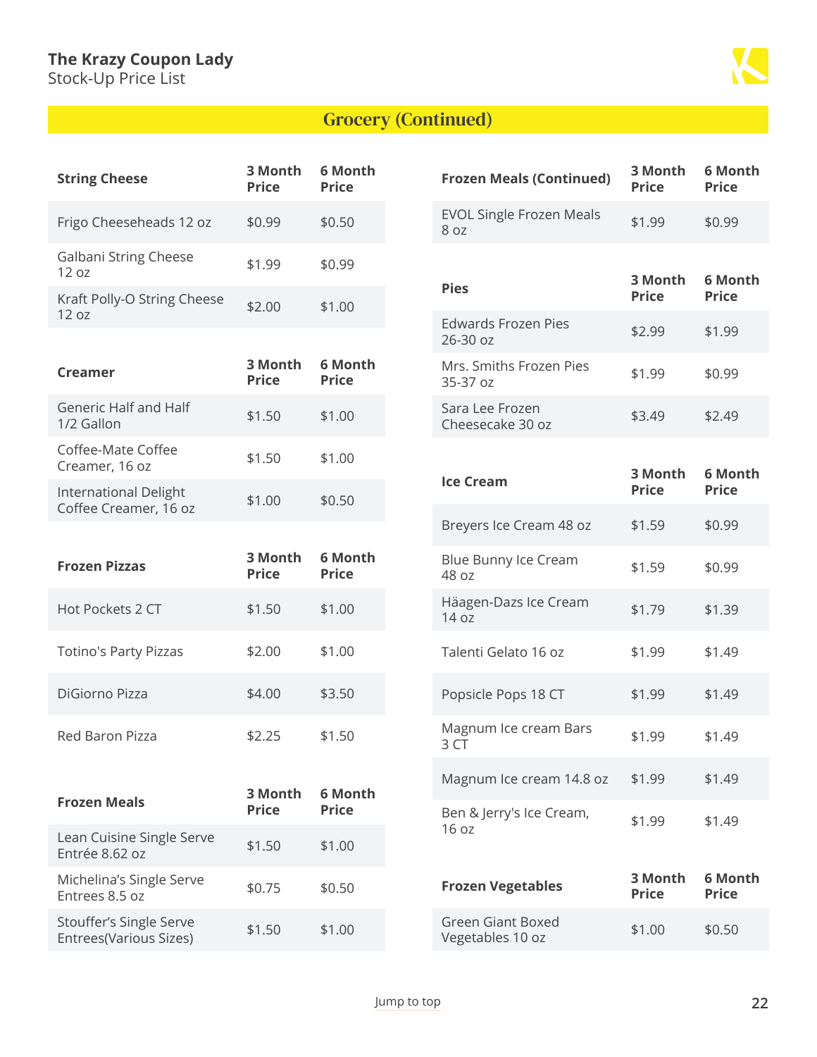## Grocery (Continued)

| String Cheese | 3 Month Price | 6 Month Price |
| --- | --- | --- |
| Frigo Cheeseheads 12 oz | $0.99 | $0.50 |
| Galbani String Cheese 12 oz | $1.99 | $0.99 |
| Kraft Polly-O String Cheese 12 oz | $2.00 | $1.00 |

| Creamer | 3 Month Price | 6 Month Price |
| --- | --- | --- |
| Generic Half and Half 1/2 Gallon | $1.50 | $1.00 |
| Coffee-Mate Coffee Creamer, 16 oz | $1.50 | $1.00 |
| International Delight Coffee Creamer, 16 oz | $1.00 | $0.50 |

| Frozen Pizzas | 3 Month Price | 6 Month Price |
| --- | --- | --- |
| Hot Pockets 2 CT | $1.50 | $1.00 |
| Totino's Party Pizzas | $2.00 | $1.00 |
| DiGiorno Pizza | $4.00 | $3.50 |
| Red Baron Pizza | $2.25 | $1.50 |

| Frozen Meals | 3 Month Price | 6 Month Price |
| --- | --- | --- |
| Lean Cuisine Single Serve Entrée 8.62 oz | $1.50 | $1.00 |
| Michelina's Single Serve Entrees 8.5 oz | $0.75 | $0.50 |
| Stouffer's Single Serve Entrees(Various Sizes) | $1.50 | $1.00 |

| Frozen Meals (Continued) | 3 Month Price | 6 Month Price |
| --- | --- | --- |
| EVOL Single Frozen Meals 8 oz | $1.99 | $0.99 |

| Pies | 3 Month Price | 6 Month Price |
| --- | --- | --- |
| Edwards Frozen Pies 26-30 oz | $2.99 | $1.99 |
| Mrs. Smiths Frozen Pies 35-37 oz | $1.99 | $0.99 |
| Sara Lee Frozen Cheesecake 30 oz | $3.49 | $2.49 |

| Ice Cream | 3 Month Price | 6 Month Price |
| --- | --- | --- |
| Breyers Ice Cream 48 oz | $1.59 | $0.99 |
| Blue Bunny Ice Cream 48 oz | $1.59 | $0.99 |
| Häagen-Dazs Ice Cream 14 oz | $1.79 | $1.39 |
| Talenti Gelato 16 oz | $1.99 | $1.49 |
| Popsicle Pops 18 CT | $1.99 | $1.49 |
| Magnum Ice cream Bars 3 CT | $1.99 | $1.49 |
| Magnum Ice cream 14.8 oz | $1.99 | $1.49 |
| Ben & Jerry's Ice Cream, 16 oz | $1.99 | $1.49 |

| Frozen Vegetables | 3 Month Price | 6 Month Price |
| --- | --- | --- |
| Green Giant Boxed Vegetables 10 oz | $1.00 | $0.50 |

Jump to top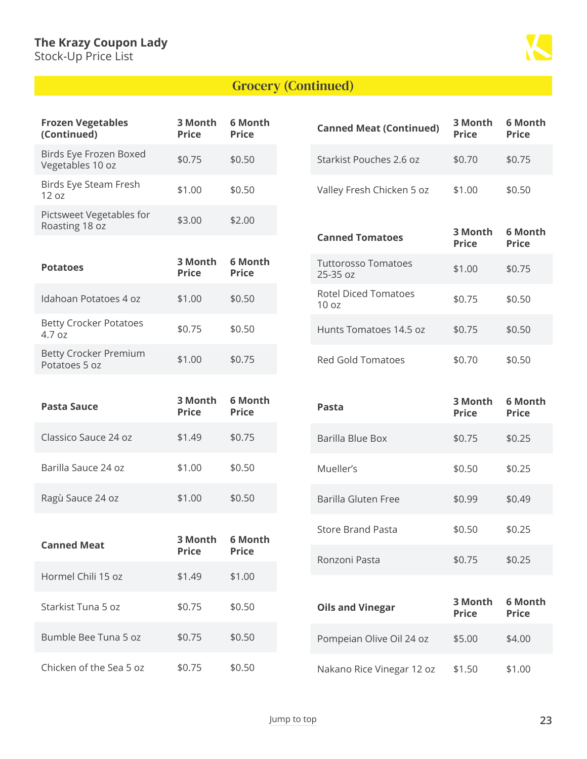## Grocery (Continued)

| Frozen Vegetables (Continued) | 3 Month Price | 6 Month Price |
|---|---|---|
| Birds Eye Frozen Boxed Vegetables 10 oz | $0.75 | $0.50 |
| Birds Eye Steam Fresh 12 oz | $1.00 | $0.50 |
| Pictsweet Vegetables for Roasting 18 oz | $3.00 | $2.00 |

| Potatoes | 3 Month Price | 6 Month Price |
|---|---|---|
| Idahoan Potatoes 4 oz | $1.00 | $0.50 |
| Betty Crocker Potatoes 4.7 oz | $0.75 | $0.50 |
| Betty Crocker Premium Potatoes 5 oz | $1.00 | $0.75 |

| Pasta Sauce | 3 Month Price | 6 Month Price |
|---|---|---|
| Classico Sauce 24 oz | $1.49 | $0.75 |
| Barilla Sauce 24 oz | $1.00 | $0.50 |
| Ragù Sauce 24 oz | $1.00 | $0.50 |

| Canned Meat | 3 Month Price | 6 Month Price |
|---|---|---|
| Hormel Chili 15 oz | $1.49 | $1.00 |
| Starkist Tuna 5 oz | $0.75 | $0.50 |
| Bumble Bee Tuna 5 oz | $0.75 | $0.50 |
| Chicken of the Sea 5 oz | $0.75 | $0.50 |

| Canned Meat (Continued) | 3 Month Price | 6 Month Price |
|---|---|---|
| Starkist Pouches 2.6 oz | $0.70 | $0.75 |
| Valley Fresh Chicken 5 oz | $1.00 | $0.50 |

| Canned Tomatoes | 3 Month Price | 6 Month Price |
|---|---|---|
| Tuttorosso Tomatoes 25-35 oz | $1.00 | $0.75 |
| Rotel Diced Tomatoes 10 oz | $0.75 | $0.50 |
| Hunts Tomatoes 14.5 oz | $0.75 | $0.50 |
| Red Gold Tomatoes | $0.70 | $0.50 |

| Pasta | 3 Month Price | 6 Month Price |
|---|---|---|
| Barilla Blue Box | $0.75 | $0.25 |
| Mueller's | $0.50 | $0.25 |
| Barilla Gluten Free | $0.99 | $0.49 |
| Store Brand Pasta | $0.50 | $0.25 |
| Ronzoni Pasta | $0.75 | $0.25 |

| Oils and Vinegar | 3 Month Price | 6 Month Price |
|---|---|---|
| Pompeian Olive Oil 24 oz | $5.00 | $4.00 |
| Nakano Rice Vinegar 12 oz | $1.50 | $1.00 |

Jump to top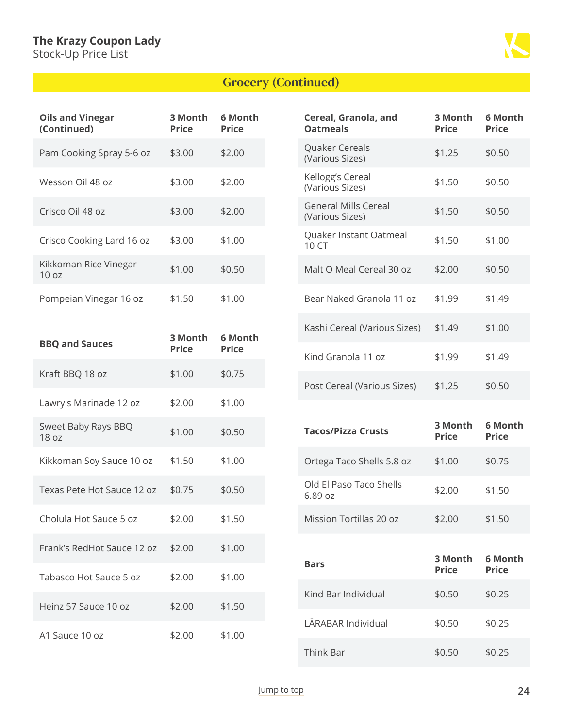## Grocery (Continued)

| Oils and Vinegar (Continued) | 3 Month Price | 6 Month Price |
|---|---|---|
| Pam Cooking Spray 5-6 oz | $3.00 | $2.00 |
| Wesson Oil 48 oz | $3.00 | $2.00 |
| Crisco Oil 48 oz | $3.00 | $2.00 |
| Crisco Cooking Lard 16 oz | $3.00 | $1.00 |
| Kikkoman Rice Vinegar 10 oz | $1.00 | $0.50 |
| Pompeian Vinegar 16 oz | $1.50 | $1.00 |

| BBQ and Sauces | 3 Month Price | 6 Month Price |
|---|---|---|
| Kraft BBQ 18 oz | $1.00 | $0.75 |
| Lawry's Marinade 12 oz | $2.00 | $1.00 |
| Sweet Baby Rays BBQ 18 oz | $1.00 | $0.50 |
| Kikkoman Soy Sauce 10 oz | $1.50 | $1.00 |
| Texas Pete Hot Sauce 12 oz | $0.75 | $0.50 |
| Cholula Hot Sauce 5 oz | $2.00 | $1.50 |
| Frank's RedHot Sauce 12 oz | $2.00 | $1.00 |
| Tabasco Hot Sauce 5 oz | $2.00 | $1.00 |
| Heinz 57 Sauce 10 oz | $2.00 | $1.50 |
| A1 Sauce 10 oz | $2.00 | $1.00 |

| Cereal, Granola, and Oatmeals | 3 Month Price | 6 Month Price |
|---|---|---|
| Quaker Cereals (Various Sizes) | $1.25 | $0.50 |
| Kellogg's Cereal (Various Sizes) | $1.50 | $0.50 |
| General Mills Cereal (Various Sizes) | $1.50 | $0.50 |
| Quaker Instant Oatmeal 10 CT | $1.50 | $1.00 |
| Malt O Meal Cereal 30 oz | $2.00 | $0.50 |
| Bear Naked Granola 11 oz | $1.99 | $1.49 |
| Kashi Cereal (Various Sizes) | $1.49 | $1.00 |
| Kind Granola 11 oz | $1.99 | $1.49 |
| Post Cereal (Various Sizes) | $1.25 | $0.50 |

| Tacos/Pizza Crusts | 3 Month Price | 6 Month Price |
|---|---|---|
| Ortega Taco Shells 5.8 oz | $1.00 | $0.75 |
| Old El Paso Taco Shells 6.89 oz | $2.00 | $1.50 |
| Mission Tortillas 20 oz | $2.00 | $1.50 |

| Bars | 3 Month Price | 6 Month Price |
|---|---|---|
| Kind Bar Individual | $0.50 | $0.25 |
| LÄRABAR Individual | $0.50 | $0.25 |
| Think Bar | $0.50 | $0.25 |

Jump to top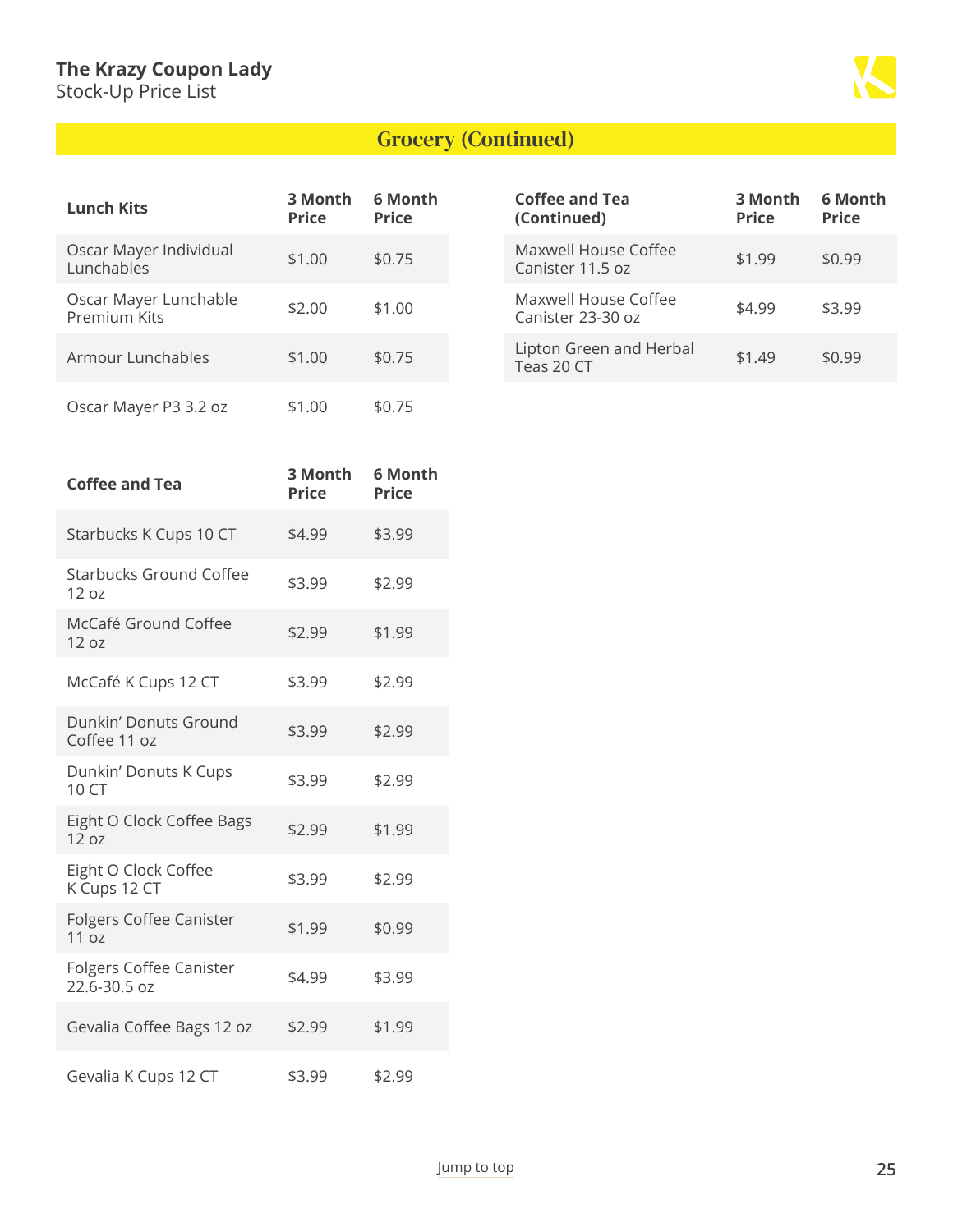## Grocery (Continued)

| Lunch Kits | 3 Month Price | 6 Month Price |
|---|---|---|
| Oscar Mayer Individual Lunchables | $1.00 | $0.75 |
| Oscar Mayer Lunchable Premium Kits | $2.00 | $1.00 |
| Armour Lunchables | $1.00 | $0.75 |
| Oscar Mayer P3 3.2 oz | $1.00 | $0.75 |

| Coffee and Tea | 3 Month Price | 6 Month Price |
|---|---|---|
| Starbucks K Cups 10 CT | $4.99 | $3.99 |
| Starbucks Ground Coffee 12 oz | $3.99 | $2.99 |
| McCafé Ground Coffee 12 oz | $2.99 | $1.99 |
| McCafé K Cups 12 CT | $3.99 | $2.99 |
| Dunkin' Donuts Ground Coffee 11 oz | $3.99 | $2.99 |
| Dunkin' Donuts K Cups 10 CT | $3.99 | $2.99 |
| Eight O Clock Coffee Bags 12 oz | $2.99 | $1.99 |
| Eight O Clock Coffee K Cups 12 CT | $3.99 | $2.99 |
| Folgers Coffee Canister 11 oz | $1.99 | $0.99 |
| Folgers Coffee Canister 22.6-30.5 oz | $4.99 | $3.99 |
| Gevalia Coffee Bags 12 oz | $2.99 | $1.99 |
| Gevalia K Cups 12 CT | $3.99 | $2.99 |

| Coffee and Tea (Continued) | 3 Month Price | 6 Month Price |
|---|---|---|
| Maxwell House Coffee Canister 11.5 oz | $1.99 | $0.99 |
| Maxwell House Coffee Canister 23-30 oz | $4.99 | $3.99 |
| Lipton Green and Herbal Teas 20 CT | $1.49 | $0.99 |

Jump to top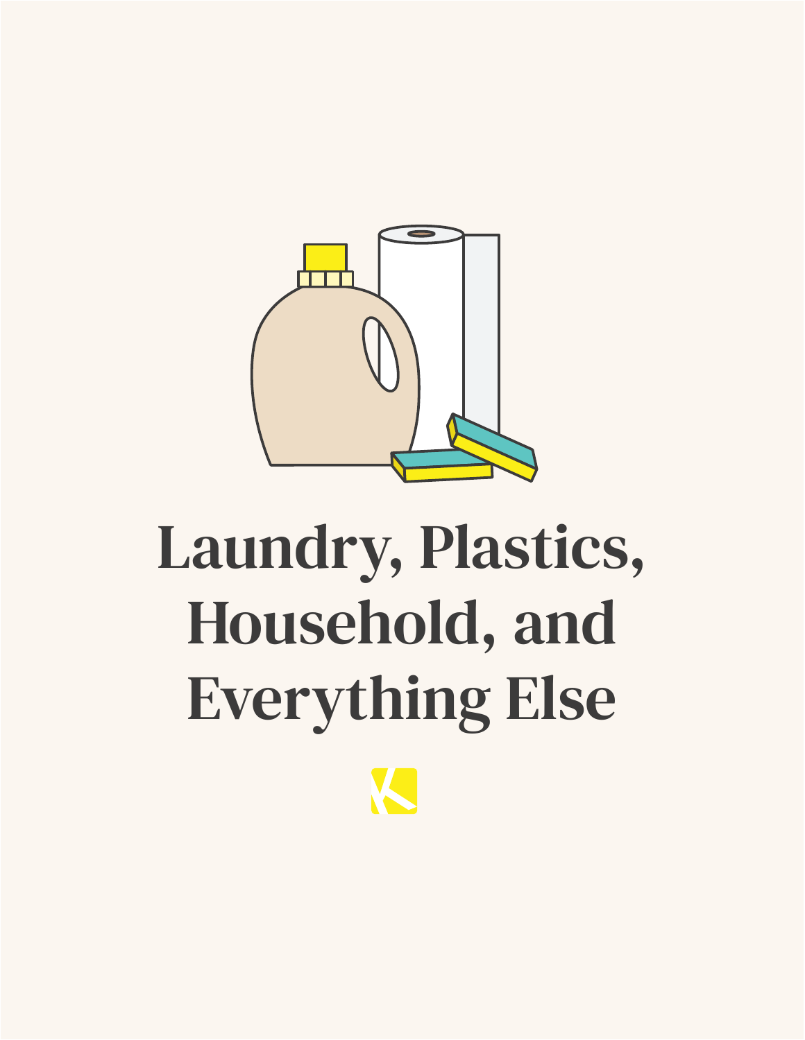# Laundry, Plastics, Household, and Everything Else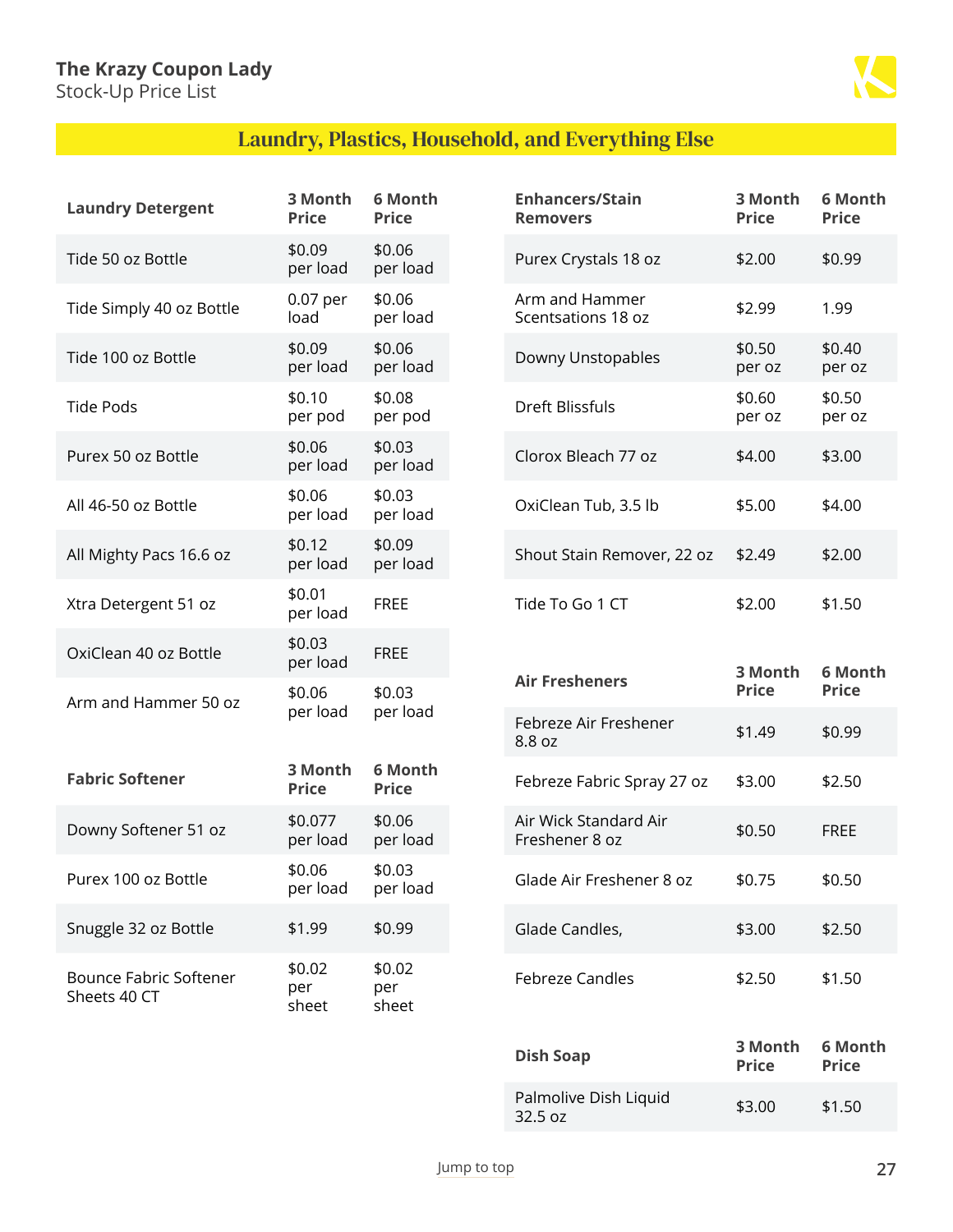## Laundry, Plastics, Household, and Everything Else

| Laundry Detergent | 3 Month Price | 6 Month Price |
|---|---|---|
| Tide 50 oz Bottle | $0.09 per load | $0.06 per load |
| Tide Simply 40 oz Bottle | 0.07 per load | $0.06 per load |
| Tide 100 oz Bottle | $0.09 per load | $0.06 per load |
| Tide Pods | $0.10 per pod | $0.08 per pod |
| Purex 50 oz Bottle | $0.06 per load | $0.03 per load |
| All 46-50 oz Bottle | $0.06 per load | $0.03 per load |
| All Mighty Pacs 16.6 oz | $0.12 per load | $0.09 per load |
| Xtra Detergent 51 oz | $0.01 per load | FREE |
| OxiClean 40 oz Bottle | $0.03 per load | FREE |
| Arm and Hammer 50 oz | $0.06 per load | $0.03 per load |

| Fabric Softener | 3 Month Price | 6 Month Price |
|---|---|---|
| Downy Softener 51 oz | $0.077 per load | $0.06 per load |
| Purex 100 oz Bottle | $0.06 per load | $0.03 per load |
| Snuggle 32 oz Bottle | $1.99 | $0.99 |
| Bounce Fabric Softener Sheets 40 CT | $0.02 per sheet | $0.02 per sheet |

| Enhancers/Stain Removers | 3 Month Price | 6 Month Price |
|---|---|---|
| Purex Crystals 18 oz | $2.00 | $0.99 |
| Arm and Hammer Scentsations 18 oz | $2.99 | 1.99 |
| Downy Unstopables | $0.50 per oz | $0.40 per oz |
| Dreft Blissfuls | $0.60 per oz | $0.50 per oz |
| Clorox Bleach 77 oz | $4.00 | $3.00 |
| OxiClean Tub, 3.5 lb | $5.00 | $4.00 |
| Shout Stain Remover, 22 oz | $2.49 | $2.00 |
| Tide To Go 1 CT | $2.00 | $1.50 |

| Air Fresheners | 3 Month Price | 6 Month Price |
|---|---|---|
| Febreze Air Freshener 8.8 oz | $1.49 | $0.99 |
| Febreze Fabric Spray 27 oz | $3.00 | $2.50 |
| Air Wick Standard Air Freshener 8 oz | $0.50 | FREE |
| Glade Air Freshener 8 oz | $0.75 | $0.50 |
| Glade Candles, | $3.00 | $2.50 |
| Febreze Candles | $2.50 | $1.50 |

| Dish Soap | 3 Month Price | 6 Month Price |
|---|---|---|
| Palmolive Dish Liquid 32.5 oz | $3.00 | $1.50 |

Jump to top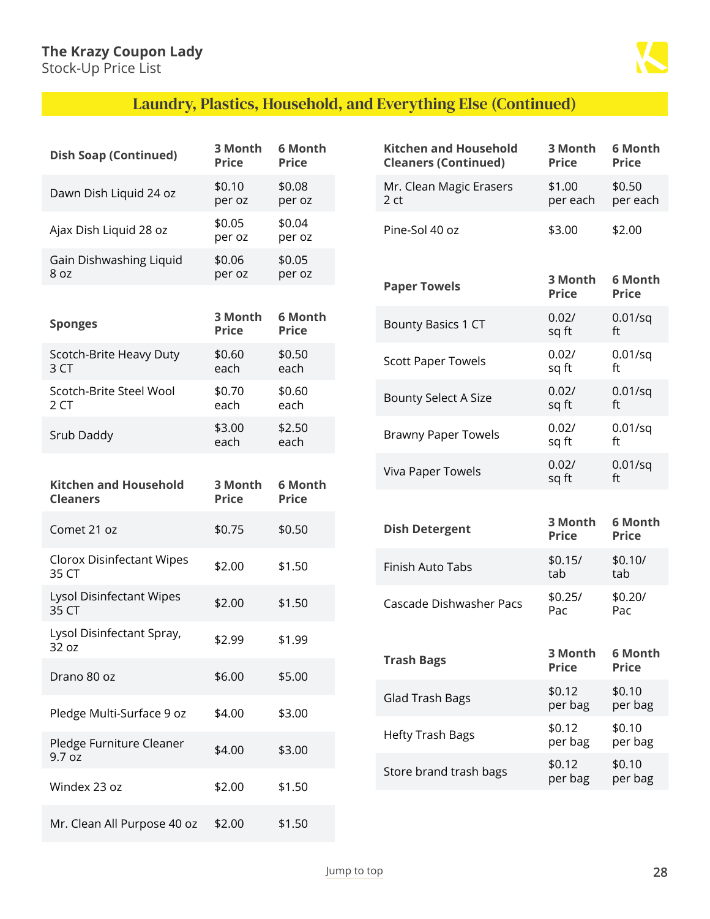## Laundry, Plastics, Household, and Everything Else (Continued)

| Dish Soap (Continued) | 3 Month Price | 6 Month Price |
| --- | --- | --- |
| Dawn Dish Liquid 24 oz | $0.10 per oz | $0.08 per oz |
| Ajax Dish Liquid 28 oz | $0.05 per oz | $0.04 per oz |
| Gain Dishwashing Liquid 8 oz | $0.06 per oz | $0.05 per oz |

| Sponges | 3 Month Price | 6 Month Price |
| --- | --- | --- |
| Scotch-Brite Heavy Duty 3 CT | $0.60 each | $0.50 each |
| Scotch-Brite Steel Wool 2 CT | $0.70 each | $0.60 each |
| Srub Daddy | $3.00 each | $2.50 each |

| Kitchen and Household Cleaners | 3 Month Price | 6 Month Price |
| --- | --- | --- |
| Comet 21 oz | $0.75 | $0.50 |
| Clorox Disinfectant Wipes 35 CT | $2.00 | $1.50 |
| Lysol Disinfectant Wipes 35 CT | $2.00 | $1.50 |
| Lysol Disinfectant Spray, 32 oz | $2.99 | $1.99 |
| Drano 80 oz | $6.00 | $5.00 |
| Pledge Multi-Surface 9 oz | $4.00 | $3.00 |
| Pledge Furniture Cleaner 9.7 oz | $4.00 | $3.00 |
| Windex 23 oz | $2.00 | $1.50 |
| Mr. Clean All Purpose 40 oz | $2.00 | $1.50 |

| Kitchen and Household Cleaners (Continued) | 3 Month Price | 6 Month Price |
| --- | --- | --- |
| Mr. Clean Magic Erasers 2 ct | $1.00 per each | $0.50 per each |
| Pine-Sol 40 oz | $3.00 | $2.00 |

| Paper Towels | 3 Month Price | 6 Month Price |
| --- | --- | --- |
| Bounty Basics 1 CT | 0.02/ sq ft | 0.01/sq ft |
| Scott Paper Towels | 0.02/ sq ft | 0.01/sq ft |
| Bounty Select A Size | 0.02/ sq ft | 0.01/sq ft |
| Brawny Paper Towels | 0.02/ sq ft | 0.01/sq ft |
| Viva Paper Towels | 0.02/ sq ft | 0.01/sq ft |

| Dish Detergent | 3 Month Price | 6 Month Price |
| --- | --- | --- |
| Finish Auto Tabs | $0.15/ tab | $0.10/ tab |
| Cascade Dishwasher Pacs | $0.25/ Pac | $0.20/ Pac |

| Trash Bags | 3 Month Price | 6 Month Price |
| --- | --- | --- |
| Glad Trash Bags | $0.12 per bag | $0.10 per bag |
| Hefty Trash Bags | $0.12 per bag | $0.10 per bag |
| Store brand trash bags | $0.12 per bag | $0.10 per bag |

Jump to top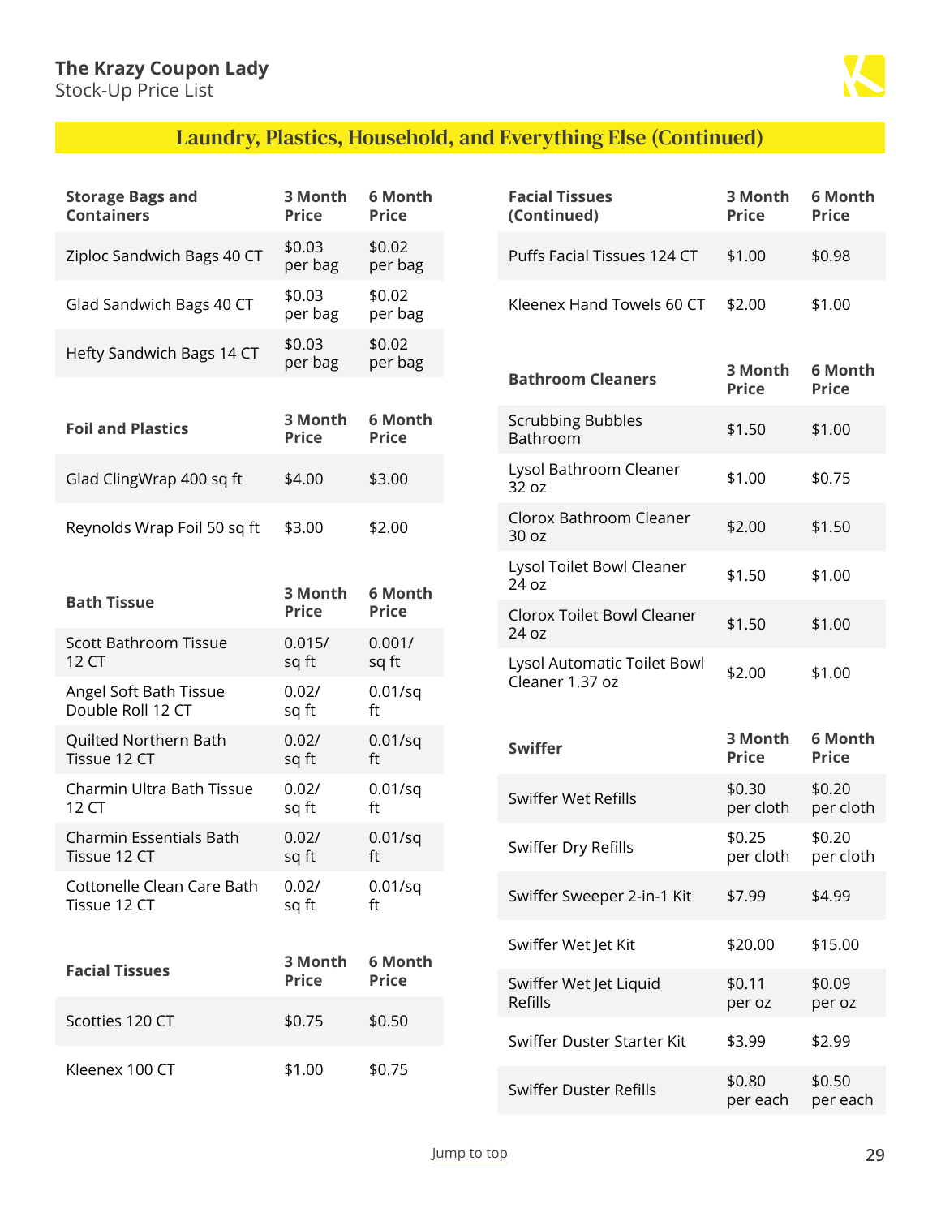## Laundry, Plastics, Household, and Everything Else (Continued)

| Storage Bags and Containers | 3 Month Price | 6 Month Price |
|---|---|---|
| Ziploc Sandwich Bags 40 CT | $0.03 per bag | $0.02 per bag |
| Glad Sandwich Bags 40 CT | $0.03 per bag | $0.02 per bag |
| Hefty Sandwich Bags 14 CT | $0.03 per bag | $0.02 per bag |

| Foil and Plastics | 3 Month Price | 6 Month Price |
|---|---|---|
| Glad ClingWrap 400 sq ft | $4.00 | $3.00 |
| Reynolds Wrap Foil 50 sq ft | $3.00 | $2.00 |

| Bath Tissue | 3 Month Price | 6 Month Price |
|---|---|---|
| Scott Bathroom Tissue 12 CT | 0.015/ sq ft | 0.001/ sq ft |
| Angel Soft Bath Tissue Double Roll 12 CT | 0.02/ sq ft | 0.01/sq ft |
| Quilted Northern Bath Tissue 12 CT | 0.02/ sq ft | 0.01/sq ft |
| Charmin Ultra Bath Tissue 12 CT | 0.02/ sq ft | 0.01/sq ft |
| Charmin Essentials Bath Tissue 12 CT | 0.02/ sq ft | 0.01/sq ft |
| Cottonelle Clean Care Bath Tissue 12 CT | 0.02/ sq ft | 0.01/sq ft |

| Facial Tissues | 3 Month Price | 6 Month Price |
|---|---|---|
| Scotties 120 CT | $0.75 | $0.50 |
| Kleenex 100 CT | $1.00 | $0.75 |

| Facial Tissues (Continued) | 3 Month Price | 6 Month Price |
|---|---|---|
| Puffs Facial Tissues 124 CT | $1.00 | $0.98 |
| Kleenex Hand Towels 60 CT | $2.00 | $1.00 |

| Bathroom Cleaners | 3 Month Price | 6 Month Price |
|---|---|---|
| Scrubbing Bubbles Bathroom | $1.50 | $1.00 |
| Lysol Bathroom Cleaner 32 oz | $1.00 | $0.75 |
| Clorox Bathroom Cleaner 30 oz | $2.00 | $1.50 |
| Lysol Toilet Bowl Cleaner 24 oz | $1.50 | $1.00 |
| Clorox Toilet Bowl Cleaner 24 oz | $1.50 | $1.00 |
| Lysol Automatic Toilet Bowl Cleaner 1.37 oz | $2.00 | $1.00 |

| Swiffer | 3 Month Price | 6 Month Price |
|---|---|---|
| Swiffer Wet Refills | $0.30 per cloth | $0.20 per cloth |
| Swiffer Dry Refills | $0.25 per cloth | $0.20 per cloth |
| Swiffer Sweeper 2-in-1 Kit | $7.99 | $4.99 |
| Swiffer Wet Jet Kit | $20.00 | $15.00 |
| Swiffer Wet Jet Liquid Refills | $0.11 per oz | $0.09 per oz |
| Swiffer Duster Starter Kit | $3.99 | $2.99 |
| Swiffer Duster Refills | $0.80 per each | $0.50 per each |

Jump to top